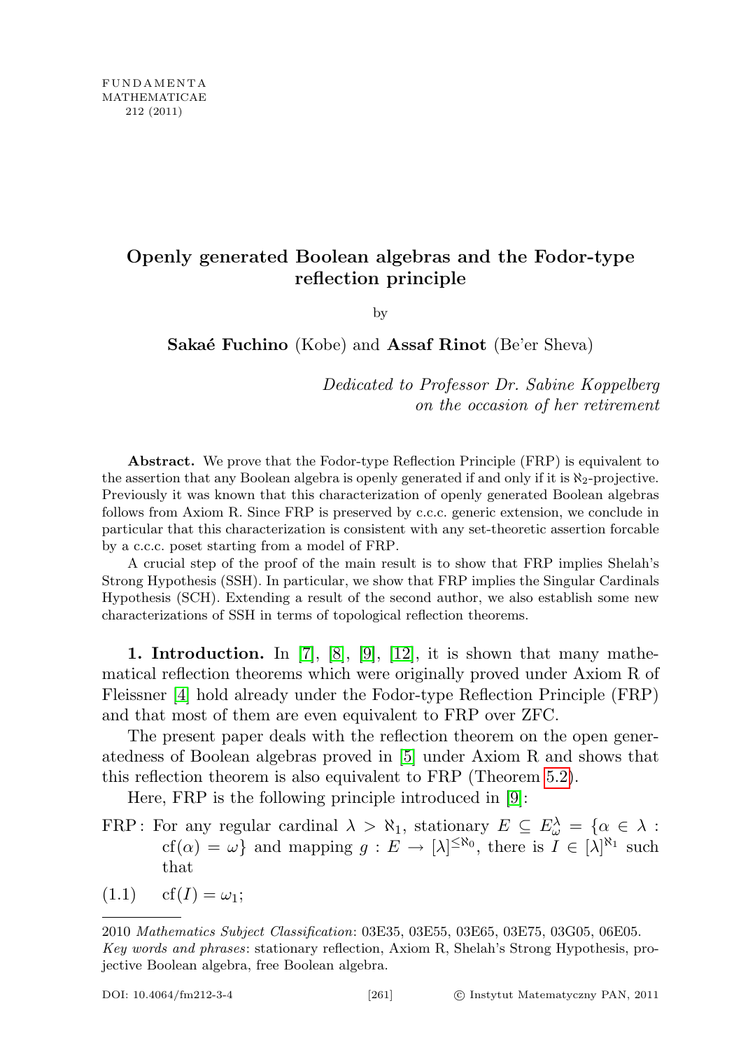FUNDAMENTA MATHEMATICAE 212 (2011)

# Openly generated Boolean algebras and the Fodor-type reflection principle

by

**Sakaé Fuchino** (Kobe) and **Assaf Rinot** (Be'er Sheva)

*Dedicated to Professor Dr. Sabine Koppelberg on the occasion of her retirement*

**Abstract.** We prove that the Fodor-type Reflection Principle (FRP) is equivalent to the assertion that any Boolean algebra is openly generated if and only if it is $\aleph_2$-projective. Previously it was known that this characterization of openly generated Boolean algebras follows from Axiom R. Since FRP is preserved by c.c.c. generic extension, we conclude in particular that this characterization is consistent with any set-theoretic assertion forcable by a c.c.c. poset starting from a model of FRP.

A crucial step of the proof of the main result is to show that FRP implies Shelah's Strong Hypothesis (SSH). In particular, we show that FRP implies the Singular Cardinals Hypothesis (SCH). Extending a result of the second author, we also establish some new characterizations of SSH in terms of topological reflection theorems.

**1. Introduction.** In [7], [8], [9], [12], it is shown that many mathematical reflection theorems which were originally proved under Axiom R of Fleissner [4] hold already under the Fodor-type Reflection Principle (FRP) and that most of them are even equivalent to FRP over ZFC.

The present paper deals with the reflection theorem on the open generatedness of Boolean algebras proved in [5] under Axiom R and shows that this reflection theorem is also equivalent to FRP (Theorem 5.2).

Here, FRP is the following principle introduced in [9]:

FRP: For any regular cardinal $\lambda > \aleph_1$, stationary $E \subseteq E^{\lambda}_{\omega} = \{\alpha \in \lambda : \mathrm{cf}(\alpha) = \omega\}$ and mapping $g : E \to [\lambda]^{\leq\aleph_0}$, there is $I \in [\lambda]^{\aleph_1}$ such that

(1.1) $\quad \mathrm{cf}(I) = \omega_1$;

2010 *Mathematics Subject Classification*: 03E35, 03E55, 03E65, 03E75, 03G05, 06E05.
*Key words and phrases*: stationary reflection, Axiom R, Shelah's Strong Hypothesis, projective Boolean algebra, free Boolean algebra.

DOI: 10.4064/fm212-3-4 © Instytut Matematyczny PAN, 2011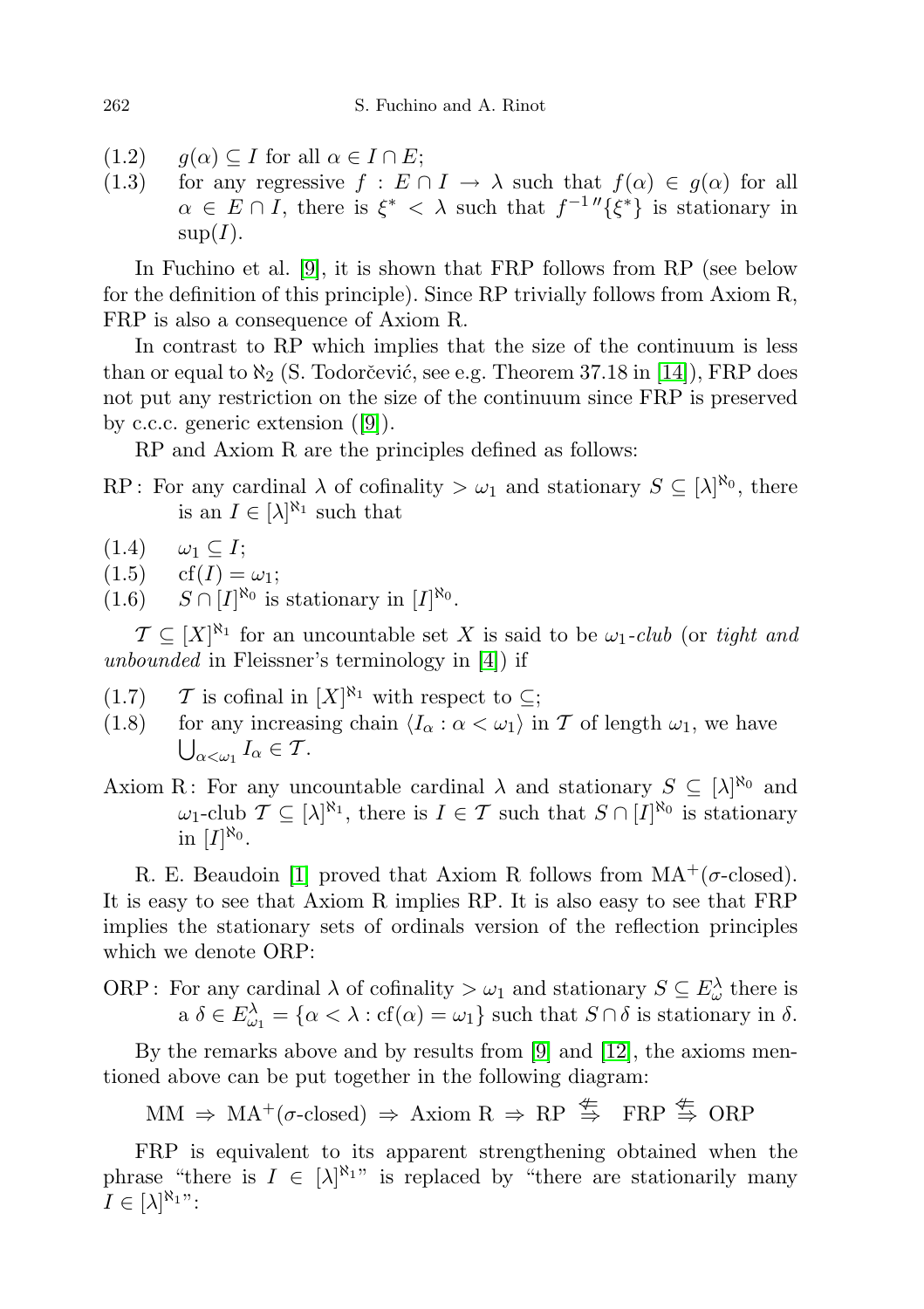(1.2) $g(\alpha) \subseteq I$ for all $\alpha \in I \cap E$;

(1.3) for any regressive $f : E \cap I \to \lambda$ such that $f(\alpha) \in g(\alpha)$ for all $\alpha \in E \cap I$, there is $\xi^* < \lambda$ such that $f^{-1}{}''\{\xi^*\}$ is stationary in $\sup(I)$.

In Fuchino et al. [9], it is shown that FRP follows from RP (see below for the definition of this principle). Since RP trivially follows from Axiom R, FRP is also a consequence of Axiom R.

In contrast to RP which implies that the size of the continuum is less than or equal to $\aleph_2$ (S. Todorčević, see e.g. Theorem 37.18 in [14]), FRP does not put any restriction on the size of the continuum since FRP is preserved by c.c.c. generic extension ([9]).

RP and Axiom R are the principles defined as follows:

RP : For any cardinal $\lambda$ of cofinality $> \omega_1$ and stationary $S \subseteq [\lambda]^{\aleph_0}$, there is an $I \in [\lambda]^{\aleph_1}$ such that

(1.4) $\omega_1 \subseteq I$;

(1.5) $\mathrm{cf}(I) = \omega_1$;

(1.6) $S \cap [I]^{\aleph_0}$ is stationary in $[I]^{\aleph_0}$.

$\mathcal{T} \subseteq [X]^{\aleph_1}$ for an uncountable set $X$ is said to be *$\omega_1$-club* (or *tight and unbounded* in Fleissner's terminology in [4]) if

(1.7) $\mathcal{T}$ is cofinal in $[X]^{\aleph_1}$ with respect to $\subseteq$;

(1.8) for any increasing chain $\langle I_\alpha : \alpha < \omega_1 \rangle$ in $\mathcal{T}$ of length $\omega_1$, we have $\bigcup_{\alpha<\omega_1} I_\alpha \in \mathcal{T}$.

Axiom R : For any uncountable cardinal $\lambda$ and stationary $S \subseteq [\lambda]^{\aleph_0}$ and $\omega_1$-club $\mathcal{T} \subseteq [\lambda]^{\aleph_1}$, there is $I \in \mathcal{T}$ such that $S \cap [I]^{\aleph_0}$ is stationary in $[I]^{\aleph_0}$.

R. E. Beaudoin [1] proved that Axiom R follows from $\mathrm{MA}^+$($\sigma$-closed). It is easy to see that Axiom R implies RP. It is also easy to see that FRP implies the stationary sets of ordinals version of the reflection principles which we denote ORP:

ORP : For any cardinal $\lambda$ of cofinality $> \omega_1$ and stationary $S \subseteq E^\lambda_\omega$ there is a $\delta \in E^\lambda_{\omega_1} = \{\alpha < \lambda : \mathrm{cf}(\alpha) = \omega_1\}$ such that $S \cap \delta$ is stationary in $\delta$.

By the remarks above and by results from [9] and [12], the axioms mentioned above can be put together in the following diagram:

$$\mathrm{MM} \Rightarrow \mathrm{MA}^+(\sigma\text{-closed}) \Rightarrow \text{Axiom R} \Rightarrow \mathrm{RP} \overset{\not\Leftarrow}{\Rightarrow} \mathrm{FRP} \overset{\not\Leftarrow}{\Rightarrow} \mathrm{ORP}$$

FRP is equivalent to its apparent strengthening obtained when the phrase "there is $I \in [\lambda]^{\aleph_1}$" is replaced by "there are stationarily many $I \in [\lambda]^{\aleph_1}$":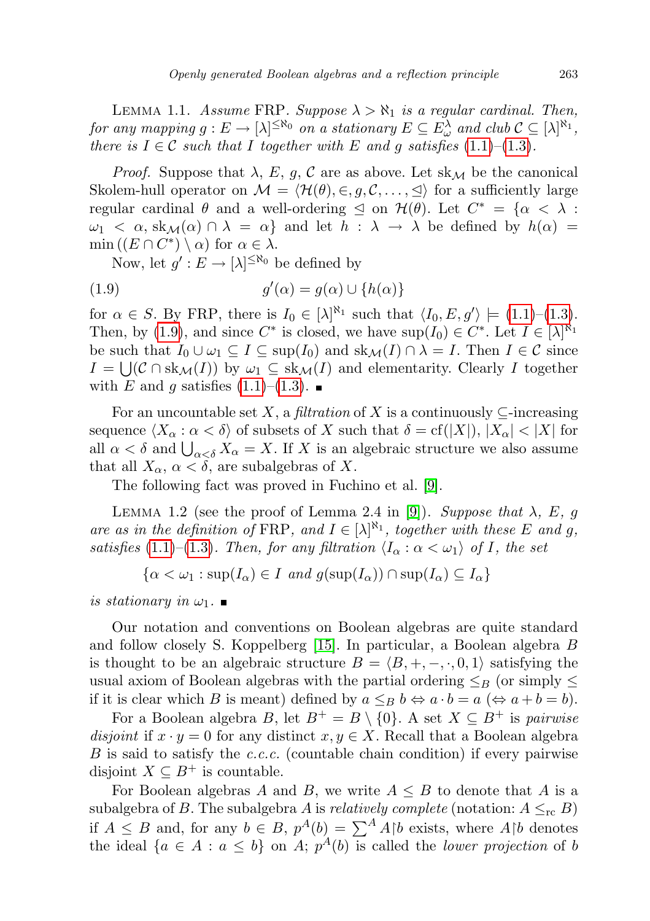Lemma 1.1. *Assume* FRP. *Suppose $\lambda > \aleph_1$ is a regular cardinal. Then, for any mapping $g : E \to [\lambda]^{\leq\aleph_0}$ on a stationary $E \subseteq E^\lambda_\omega$ and club $\mathcal{C} \subseteq [\lambda]^{\aleph_1}$, there is $I \in \mathcal{C}$ such that $I$ together with $E$ and $g$ satisfies (1.1)–(1.3).*

*Proof.* Suppose that $\lambda$, $E$, $g$, $\mathcal{C}$ are as above. Let $\mathrm{sk}_{\mathcal{M}}$ be the canonical Skolem-hull operator on $\mathcal{M} = \langle \mathcal{H}(\theta), \in, g, \mathcal{C}, \ldots, \trianglelefteq \rangle$ for a sufficiently large regular cardinal $\theta$ and a well-ordering $\trianglelefteq$ on $\mathcal{H}(\theta)$. Let $C^* = \{\alpha < \lambda : \omega_1 < \alpha, \mathrm{sk}_{\mathcal{M}}(\alpha) \cap \lambda = \alpha\}$ and let $h : \lambda \to \lambda$ be defined by $h(\alpha) = \min((E \cap C^*) \setminus \alpha)$ for $\alpha \in \lambda$.

Now, let $g' : E \to [\lambda]^{\leq\aleph_0}$ be defined by

$$g'(\alpha) = g(\alpha) \cup \{h(\alpha)\} \tag{1.9}$$

for $\alpha \in S$. By FRP, there is $I_0 \in [\lambda]^{\aleph_1}$ such that $\langle I_0, E, g' \rangle \models$ (1.1)–(1.3). Then, by (1.9), and since $C^*$ is closed, we have $\sup(I_0) \in C^*$. Let $I \in [\lambda]^{\aleph_1}$ be such that $I_0 \cup \omega_1 \subseteq I \subseteq \sup(I_0)$ and $\mathrm{sk}_{\mathcal{M}}(I) \cap \lambda = I$. Then $I \in \mathcal{C}$ since $I = \bigcup(\mathcal{C} \cap \mathrm{sk}_{\mathcal{M}}(I))$ by $\omega_1 \subseteq \mathrm{sk}_{\mathcal{M}}(I)$ and elementarity. Clearly $I$ together with $E$ and $g$ satisfies (1.1)–(1.3). ∎

For an uncountable set $X$, a *filtration* of $X$ is a continuously $\subseteq$-increasing sequence $\langle X_\alpha : \alpha < \delta \rangle$ of subsets of $X$ such that $\delta = \mathrm{cf}(|X|)$, $|X_\alpha| < |X|$ for all $\alpha < \delta$ and $\bigcup_{\alpha<\delta} X_\alpha = X$. If $X$ is an algebraic structure we also assume that all $X_\alpha$, $\alpha < \delta$, are subalgebras of $X$.

The following fact was proved in Fuchino et al. [9].

Lemma 1.2 (see the proof of Lemma 2.4 in [9]). *Suppose that $\lambda$, $E$, $g$ are as in the definition of* FRP, *and $I \in [\lambda]^{\aleph_1}$, together with these $E$ and $g$, satisfies (1.1)–(1.3). Then, for any filtration $\langle I_\alpha : \alpha < \omega_1 \rangle$ of $I$, the set*

$$\{\alpha < \omega_1 : \sup(I_\alpha) \in I \text{ and } g(\sup(I_\alpha)) \cap \sup(I_\alpha) \subseteq I_\alpha\}$$

*is stationary in $\omega_1$.* ∎

Our notation and conventions on Boolean algebras are quite standard and follow closely S. Koppelberg [15]. In particular, a Boolean algebra $B$ is thought to be an algebraic structure $B = \langle B, +, -, \cdot, 0, 1 \rangle$ satisfying the usual axiom of Boolean algebras with the partial ordering $\leq_B$ (or simply $\leq$ if it is clear which $B$ is meant) defined by $a \leq_B b \Leftrightarrow a \cdot b = a$ ($\Leftrightarrow a + b = b$).

For a Boolean algebra $B$, let $B^+ = B \setminus \{0\}$. A set $X \subseteq B^+$ is *pairwise disjoint* if $x \cdot y = 0$ for any distinct $x, y \in X$. Recall that a Boolean algebra $B$ is said to satisfy the *c.c.c.* (countable chain condition) if every pairwise disjoint $X \subseteq B^+$ is countable.

For Boolean algebras $A$ and $B$, we write $A \leq B$ to denote that $A$ is a subalgebra of $B$. The subalgebra $A$ is *relatively complete* (notation: $A \leq_{\mathrm{rc}} B$) if $A \leq B$ and, for any $b \in B$, $p^A(b) = \sum^A A{\restriction}b$ exists, where $A{\restriction}b$ denotes the ideal $\{a \in A : a \leq b\}$ on $A$; $p^A(b)$ is called the *lower projection* of $b$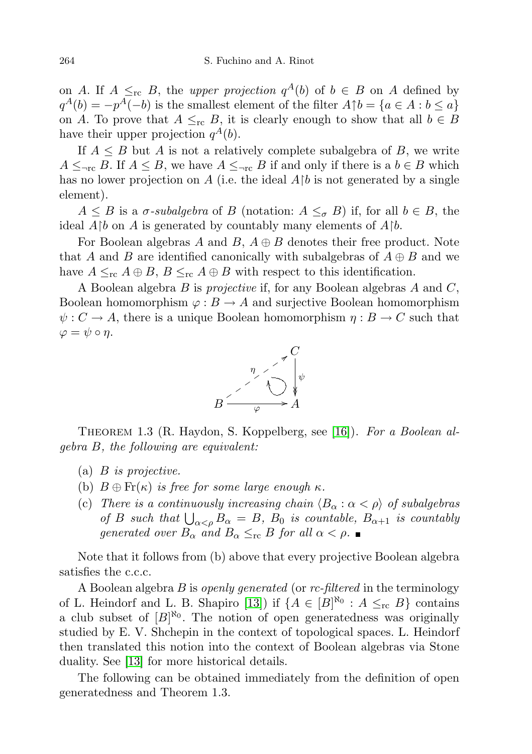on $A$. If $A \leq_{\mathrm{rc}} B$, the *upper projection* $q^A(b)$ of $b \in B$ on $A$ defined by $q^A(b) = -p^A(-b)$ is the smallest element of the filter $A{\uparrow}b = \{a \in A : b \leq a\}$ on $A$. To prove that $A \leq_{\mathrm{rc}} B$, it is clearly enough to show that all $b \in B$ have their upper projection $q^A(b)$.

If $A \leq B$ but $A$ is not a relatively complete subalgebra of $B$, we write $A \leq_{\neg\mathrm{rc}} B$. If $A \leq B$, we have $A \leq_{\neg\mathrm{rc}} B$ if and only if there is a $b \in B$ which has no lower projection on $A$ (i.e. the ideal $A{\restriction}b$ is not generated by a single element).

$A \leq B$ is a *$\sigma$-subalgebra* of $B$ (notation: $A \leq_\sigma B$) if, for all $b \in B$, the ideal $A{\restriction}b$ on $A$ is generated by countably many elements of $A{\restriction}b$.

For Boolean algebras $A$ and $B$, $A \oplus B$ denotes their free product. Note that $A$ and $B$ are identified canonically with subalgebras of $A \oplus B$ and we have $A \leq_{\mathrm{rc}} A \oplus B$, $B \leq_{\mathrm{rc}} A \oplus B$ with respect to this identification.

A Boolean algebra $B$ is *projective* if, for any Boolean algebras $A$ and $C$, Boolean homomorphism $\varphi : B \to A$ and surjective Boolean homomorphism $\psi : C \to A$, there is a unique Boolean homomorphism $\eta : B \to C$ such that $\varphi = \psi \circ \eta$.

C

η

ψ

B

φ

A

THEOREM 1.3 (R. Haydon, S. Koppelberg, see [16]). *For a Boolean algebra $B$, the following are equivalent:*

(a) *$B$ is projective.*
(b) *$B \oplus \mathrm{Fr}(\kappa)$ is free for some large enough $\kappa$.*
(c) *There is a continuously increasing chain $\langle B_\alpha : \alpha < \rho\rangle$ of subalgebras of $B$ such that $\bigcup_{\alpha<\rho} B_\alpha = B$, $B_0$ is countable, $B_{\alpha+1}$ is countably generated over $B_\alpha$ and $B_\alpha \leq_{\mathrm{rc}} B$ for all $\alpha < \rho$.* ∎

Note that it follows from (b) above that every projective Boolean algebra satisfies the c.c.c.

A Boolean algebra $B$ is *openly generated* (or *rc-filtered* in the terminology of L. Heindorf and L. B. Shapiro [13]) if $\{A \in [B]^{\aleph_0} : A \leq_{\mathrm{rc}} B\}$ contains a club subset of $[B]^{\aleph_0}$. The notion of open generatedness was originally studied by E. V. Shchepin in the context of topological spaces. L. Heindorf then translated this notion into the context of Boolean algebras via Stone duality. See [13] for more historical details.

The following can be obtained immediately from the definition of open generatedness and Theorem 1.3.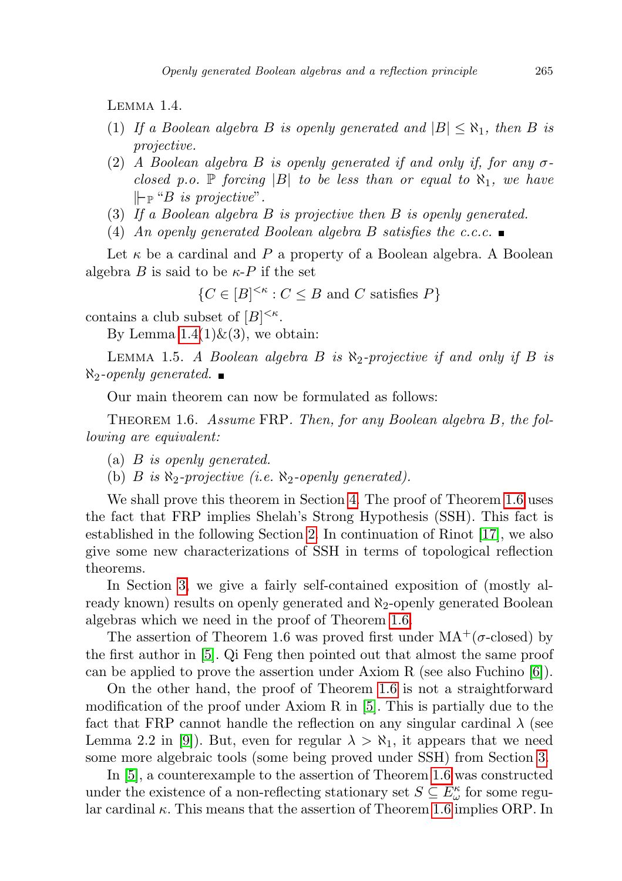Lemma 1.4.

(1) *If a Boolean algebra $B$ is openly generated and $|B| \leq \aleph_1$, then $B$ is projective.*
(2) *A Boolean algebra $B$ is openly generated if and only if, for any $\sigma$-closed p.o. $\mathbb{P}$ forcing $|B|$ to be less than or equal to $\aleph_1$, we have $\Vdash_{\mathbb{P}}$ "$B$ is projective".*
(3) *If a Boolean algebra $B$ is projective then $B$ is openly generated.*
(4) *An openly generated Boolean algebra $B$ satisfies the c.c.c.* ∎

Let $\kappa$ be a cardinal and $P$ a property of a Boolean algebra. A Boolean algebra $B$ is said to be $\kappa$-$P$ if the set

$$\{C \in [B]^{<\kappa} : C \leq B \text{ and } C \text{ satisfies } P\}$$

contains a club subset of $[B]^{<\kappa}$.

By Lemma 1.4(1)&(3), we obtain:

Lemma 1.5. *A Boolean algebra $B$ is $\aleph_2$-projective if and only if $B$ is $\aleph_2$-openly generated.* ∎

Our main theorem can now be formulated as follows:

Theorem 1.6. *Assume* FRP. *Then, for any Boolean algebra $B$, the following are equivalent:*

(a) *$B$ is openly generated.*
(b) *$B$ is $\aleph_2$-projective (i.e. $\aleph_2$-openly generated).*

We shall prove this theorem in Section 4. The proof of Theorem 1.6 uses the fact that FRP implies Shelah's Strong Hypothesis (SSH). This fact is established in the following Section 2. In continuation of Rinot [17], we also give some new characterizations of SSH in terms of topological reflection theorems.

In Section 3, we give a fairly self-contained exposition of (mostly already known) results on openly generated and $\aleph_2$-openly generated Boolean algebras which we need in the proof of Theorem 1.6.

The assertion of Theorem 1.6 was proved first under $\mathrm{MA}^+(\sigma\text{-closed})$ by the first author in [5]. Qi Feng then pointed out that almost the same proof can be applied to prove the assertion under Axiom R (see also Fuchino [6]).

On the other hand, the proof of Theorem 1.6 is not a straightforward modification of the proof under Axiom R in [5]. This is partially due to the fact that FRP cannot handle the reflection on any singular cardinal $\lambda$ (see Lemma 2.2 in [9]). But, even for regular $\lambda > \aleph_1$, it appears that we need some more algebraic tools (some being proved under SSH) from Section 3.

In [5], a counterexample to the assertion of Theorem 1.6 was constructed under the existence of a non-reflecting stationary set $S \subseteq E^{\kappa}_{\omega}$ for some regular cardinal $\kappa$. This means that the assertion of Theorem 1.6 implies ORP. In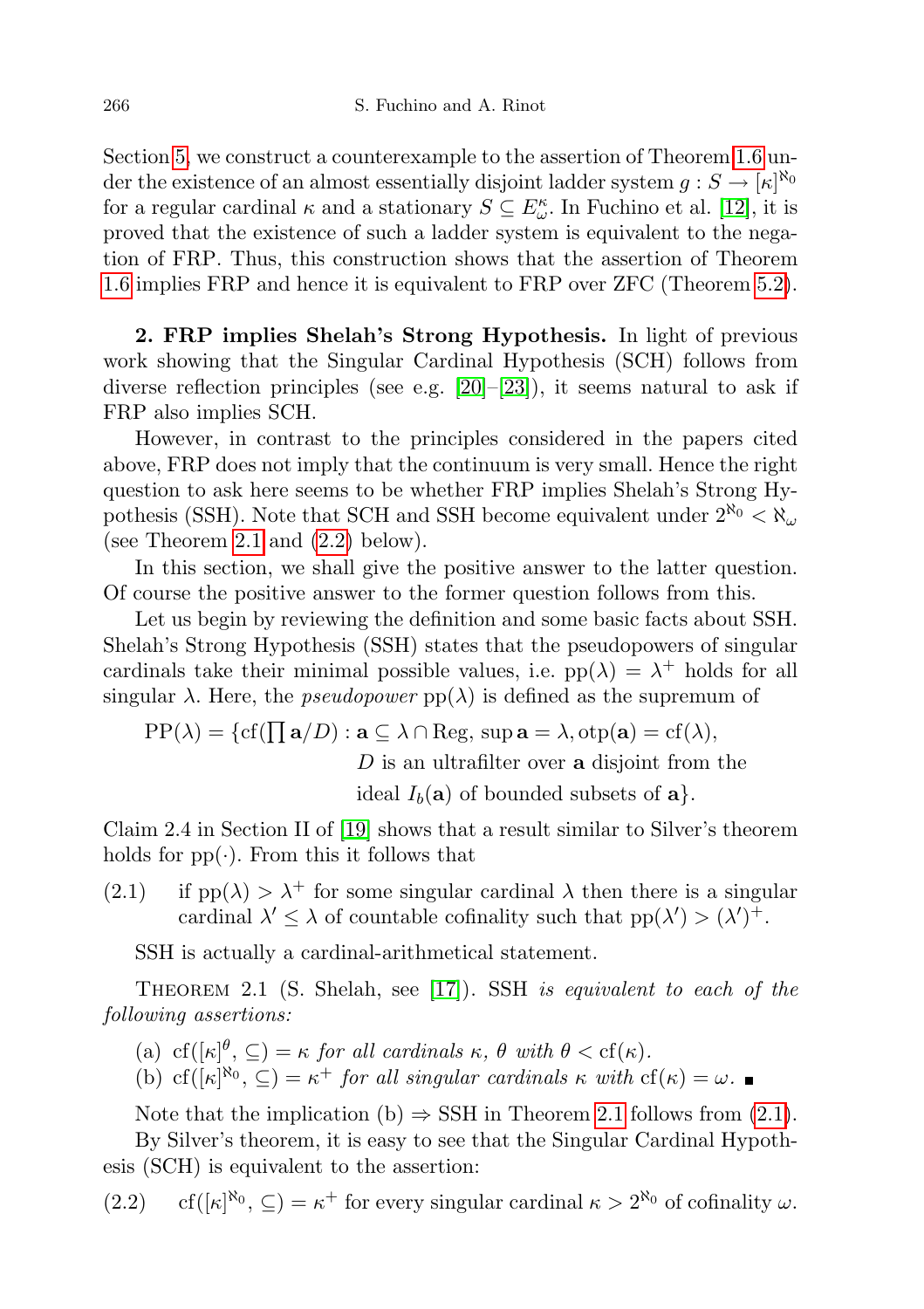Section 5, we construct a counterexample to the assertion of Theorem 1.6 under the existence of an almost essentially disjoint ladder system $g : S \to [\kappa]^{\aleph_0}$ for a regular cardinal $\kappa$ and a stationary $S \subseteq E^\kappa_\omega$. In Fuchino et al. [12], it is proved that the existence of such a ladder system is equivalent to the negation of FRP. Thus, this construction shows that the assertion of Theorem 1.6 implies FRP and hence it is equivalent to FRP over ZFC (Theorem 5.2).

**2. FRP implies Shelah's Strong Hypothesis.** In light of previous work showing that the Singular Cardinal Hypothesis (SCH) follows from diverse reflection principles (see e.g. [20]–[23]), it seems natural to ask if FRP also implies SCH.

However, in contrast to the principles considered in the papers cited above, FRP does not imply that the continuum is very small. Hence the right question to ask here seems to be whether FRP implies Shelah's Strong Hypothesis (SSH). Note that SCH and SSH become equivalent under $2^{\aleph_0} < \aleph_\omega$ (see Theorem 2.1 and (2.2) below).

In this section, we shall give the positive answer to the latter question. Of course the positive answer to the former question follows from this.

Let us begin by reviewing the definition and some basic facts about SSH. Shelah's Strong Hypothesis (SSH) states that the pseudopowers of singular cardinals take their minimal possible values, i.e. $\mathrm{pp}(\lambda) = \lambda^+$ holds for all singular $\lambda$. Here, the *pseudopower* $\mathrm{pp}(\lambda)$ is defined as the supremum of

$$\begin{aligned}\mathrm{PP}(\lambda) = \{\mathrm{cf}(\textstyle\prod \mathbf{a}/D) : \ & \mathbf{a} \subseteq \lambda \cap \mathrm{Reg}, \sup \mathbf{a} = \lambda, \mathrm{otp}(\mathbf{a}) = \mathrm{cf}(\lambda),\\ & D \text{ is an ultrafilter over } \mathbf{a} \text{ disjoint from the}\\ & \text{ideal } I_b(\mathbf{a}) \text{ of bounded subsets of } \mathbf{a}\}.\end{aligned}$$

Claim 2.4 in Section II of [19] shows that a result similar to Silver's theorem holds for $\mathrm{pp}(\cdot)$. From this it follows that

(2.1) if $\mathrm{pp}(\lambda) > \lambda^+$ for some singular cardinal $\lambda$ then there is a singular cardinal $\lambda' \le \lambda$ of countable cofinality such that $\mathrm{pp}(\lambda') > (\lambda')^+$.

SSH is actually a cardinal-arithmetical statement.

Theorem 2.1 (S. Shelah, see [17]). *SSH is equivalent to each of the following assertions:*

(a) $\mathrm{cf}([\kappa]^\theta, \subseteq) = \kappa$ *for all cardinals* $\kappa$, $\theta$ *with* $\theta < \mathrm{cf}(\kappa)$.
(b) $\mathrm{cf}([\kappa]^{\aleph_0}, \subseteq) = \kappa^+$ *for all singular cardinals* $\kappa$ *with* $\mathrm{cf}(\kappa) = \omega$. ∎

Note that the implication (b) ⇒ SSH in Theorem 2.1 follows from (2.1).

By Silver's theorem, it is easy to see that the Singular Cardinal Hypothesis (SCH) is equivalent to the assertion:

(2.2) $\mathrm{cf}([\kappa]^{\aleph_0}, \subseteq) = \kappa^+$ for every singular cardinal $\kappa > 2^{\aleph_0}$ of cofinality $\omega$.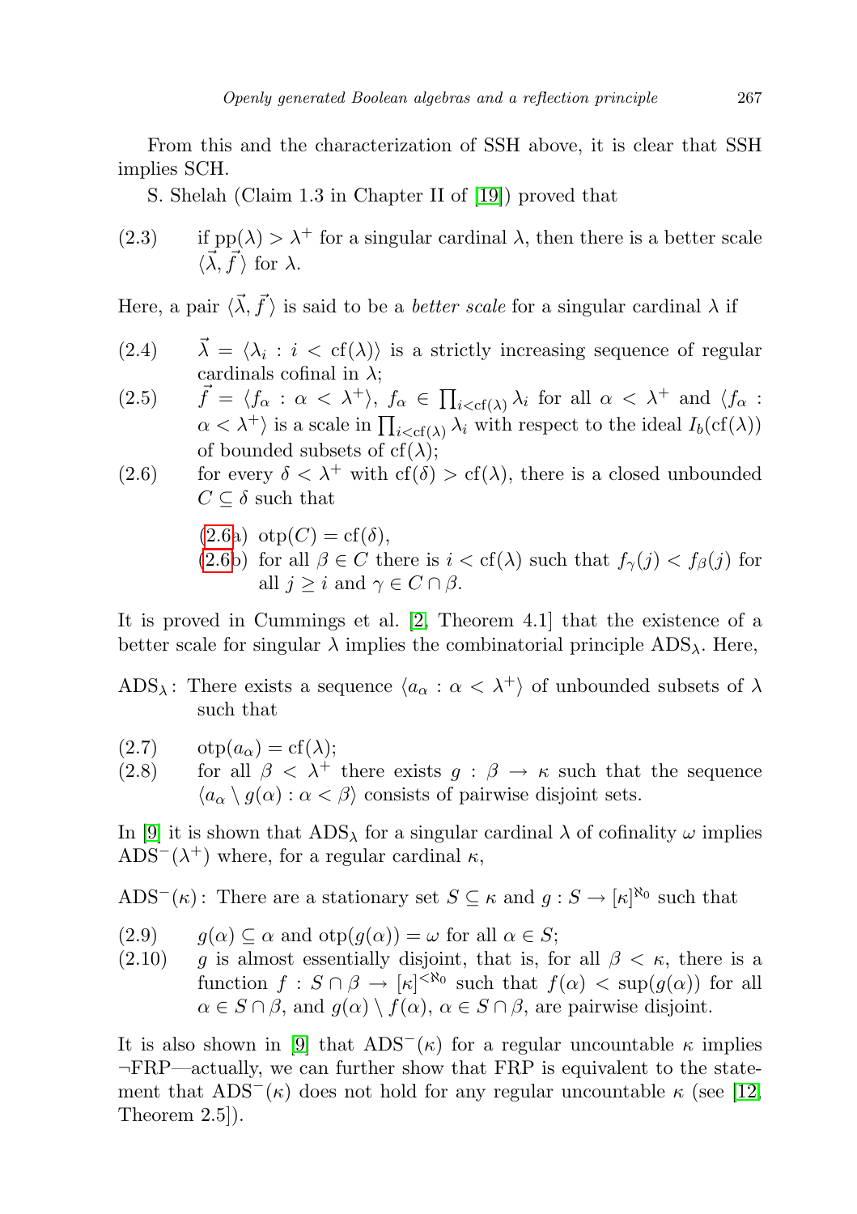From this and the characterization of SSH above, it is clear that SSH implies SCH.

S. Shelah (Claim 1.3 in Chapter II of [19]) proved that

(2.3) if $\mathrm{pp}(\lambda) > \lambda^+$ for a singular cardinal $\lambda$, then there is a better scale $\langle \vec{\lambda}, \vec{f}\, \rangle$ for $\lambda$.

Here, a pair $\langle \vec{\lambda}, \vec{f}\, \rangle$ is said to be a *better scale* for a singular cardinal $\lambda$ if

(2.4) $\vec{\lambda} = \langle \lambda_i : i < \mathrm{cf}(\lambda)\rangle$ is a strictly increasing sequence of regular cardinals cofinal in $\lambda$;

(2.5) $\vec{f} = \langle f_\alpha : \alpha < \lambda^+\rangle$, $f_\alpha \in \prod_{i<\mathrm{cf}(\lambda)} \lambda_i$ for all $\alpha < \lambda^+$ and $\langle f_\alpha : \alpha < \lambda^+\rangle$ is a scale in $\prod_{i<\mathrm{cf}(\lambda)} \lambda_i$ with respect to the ideal $I_b(\mathrm{cf}(\lambda))$ of bounded subsets of $\mathrm{cf}(\lambda)$;

(2.6) for every $\delta < \lambda^+$ with $\mathrm{cf}(\delta) > \mathrm{cf}(\lambda)$, there is a closed unbounded $C \subseteq \delta$ such that

(2.6a) $\mathrm{otp}(C) = \mathrm{cf}(\delta)$,

(2.6b) for all $\beta \in C$ there is $i < \mathrm{cf}(\lambda)$ such that $f_\gamma(j) < f_\beta(j)$ for all $j \geq i$ and $\gamma \in C \cap \beta$.

It is proved in Cummings et al. [2, Theorem 4.1] that the existence of a better scale for singular $\lambda$ implies the combinatorial principle $\mathrm{ADS}_\lambda$. Here,

$\mathrm{ADS}_\lambda$: There exists a sequence $\langle a_\alpha : \alpha < \lambda^+\rangle$ of unbounded subsets of $\lambda$ such that

(2.7) $\mathrm{otp}(a_\alpha) = \mathrm{cf}(\lambda)$;

(2.8) for all $\beta < \lambda^+$ there exists $g : \beta \to \kappa$ such that the sequence $\langle a_\alpha \setminus g(\alpha) : \alpha < \beta\rangle$ consists of pairwise disjoint sets.

In [9] it is shown that $\mathrm{ADS}_\lambda$ for a singular cardinal $\lambda$ of cofinality $\omega$ implies $\mathrm{ADS}^-(\lambda^+)$ where, for a regular cardinal $\kappa$,

$\mathrm{ADS}^-(\kappa)$: There are a stationary set $S \subseteq \kappa$ and $g : S \to [\kappa]^{\aleph_0}$ such that

(2.9) $g(\alpha) \subseteq \alpha$ and $\mathrm{otp}(g(\alpha)) = \omega$ for all $\alpha \in S$;

(2.10) $g$ is almost essentially disjoint, that is, for all $\beta < \kappa$, there is a function $f : S \cap \beta \to [\kappa]^{<\aleph_0}$ such that $f(\alpha) < \sup(g(\alpha))$ for all $\alpha \in S \cap \beta$, and $g(\alpha) \setminus f(\alpha)$, $\alpha \in S \cap \beta$, are pairwise disjoint.

It is also shown in [9] that $\mathrm{ADS}^-(\kappa)$ for a regular uncountable $\kappa$ implies $\neg$FRP—actually, we can further show that FRP is equivalent to the statement that $\mathrm{ADS}^-(\kappa)$ does not hold for any regular uncountable $\kappa$ (see [12, Theorem 2.5]).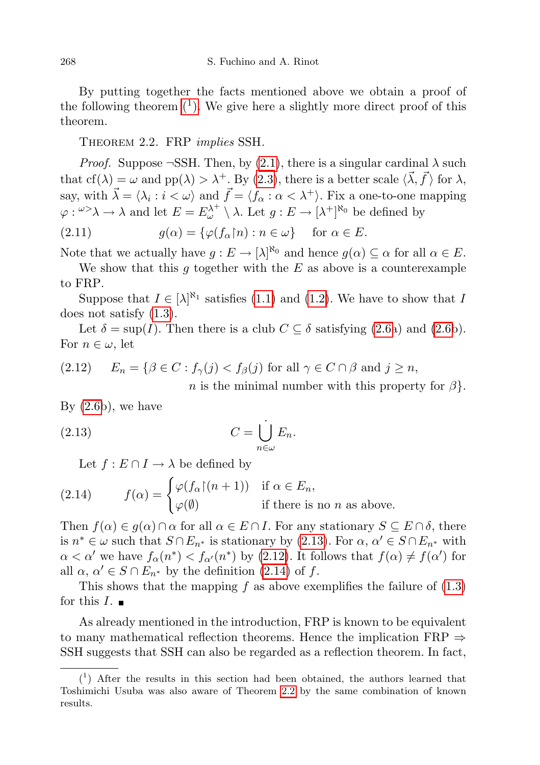By putting together the facts mentioned above we obtain a proof of the following theorem ([1]). We give here a slightly more direct proof of this theorem.

Theorem 2.2. FRP *implies* SSH.

*Proof.* Suppose ¬SSH. Then, by (2.1), there is a singular cardinal $\lambda$ such that $\mathrm{cf}(\lambda) = \omega$ and $\mathrm{pp}(\lambda) > \lambda^+$. By (2.3), there is a better scale $\langle \vec{\lambda}, \vec{f} \rangle$ for $\lambda$, say, with $\vec{\lambda} = \langle \lambda_i : i < \omega \rangle$ and $\vec{f} = \langle f_\alpha : \alpha < \lambda^+ \rangle$. Fix a one-to-one mapping $\varphi : {}^{\omega >}\lambda \to \lambda$ and let $E = E^{\lambda^+}_\omega \setminus \lambda$. Let $g : E \to [\lambda^+]^{\aleph_0}$ be defined by

$$g(\alpha) = \{\varphi(f_\alpha \restriction n) : n \in \omega\} \quad \text{for } \alpha \in E. \tag{2.11}$$

Note that we actually have $g : E \to [\lambda]^{\aleph_0}$ and hence $g(\alpha) \subseteq \alpha$ for all $\alpha \in E$.

We show that this $g$ together with the $E$ as above is a counterexample to FRP.

Suppose that $I \in [\lambda]^{\aleph_1}$ satisfies (1.1) and (1.2). We have to show that $I$ does not satisfy (1.3).

Let $\delta = \sup(I)$. Then there is a club $C \subseteq \delta$ satisfying (2.6a) and (2.6b). For $n \in \omega$, let

$$\begin{aligned} E_n = \{\beta \in C : {} & f_\gamma(j) < f_\beta(j) \text{ for all } \gamma \in C \cap \beta \text{ and } j \geq n, \\ & n \text{ is the minimal number with this property for } \beta\}. \end{aligned} \tag{2.12}$$

By (2.6b), we have

$$C = \dot{\bigcup_{n \in \omega}} E_n. \tag{2.13}$$

Let $f : E \cap I \to \lambda$ be defined by

$$f(\alpha) = \begin{cases} \varphi(f_\alpha \restriction (n+1)) & \text{if } \alpha \in E_n, \\ \varphi(\emptyset) & \text{if there is no } n \text{ as above.} \end{cases} \tag{2.14}$$

Then $f(\alpha) \in g(\alpha) \cap \alpha$ for all $\alpha \in E \cap I$. For any stationary $S \subseteq E \cap \delta$, there is $n^* \in \omega$ such that $S \cap E_{n^*}$ is stationary by (2.13). For $\alpha, \alpha' \in S \cap E_{n^*}$ with $\alpha < \alpha'$ we have $f_\alpha(n^*) < f_{\alpha'}(n^*)$ by (2.12). It follows that $f(\alpha) \neq f(\alpha')$ for all $\alpha, \alpha' \in S \cap E_{n^*}$ by the definition (2.14) of $f$.

This shows that the mapping $f$ as above exemplifies the failure of (1.3) for this $I$. ∎

As already mentioned in the introduction, FRP is known to be equivalent to many mathematical reflection theorems. Hence the implication FRP ⇒ SSH suggests that SSH can also be regarded as a reflection theorem. In fact,

[1] After the results in this section had been obtained, the authors learned that Toshimichi Usuba was also aware of Theorem 2.2 by the same combination of known results.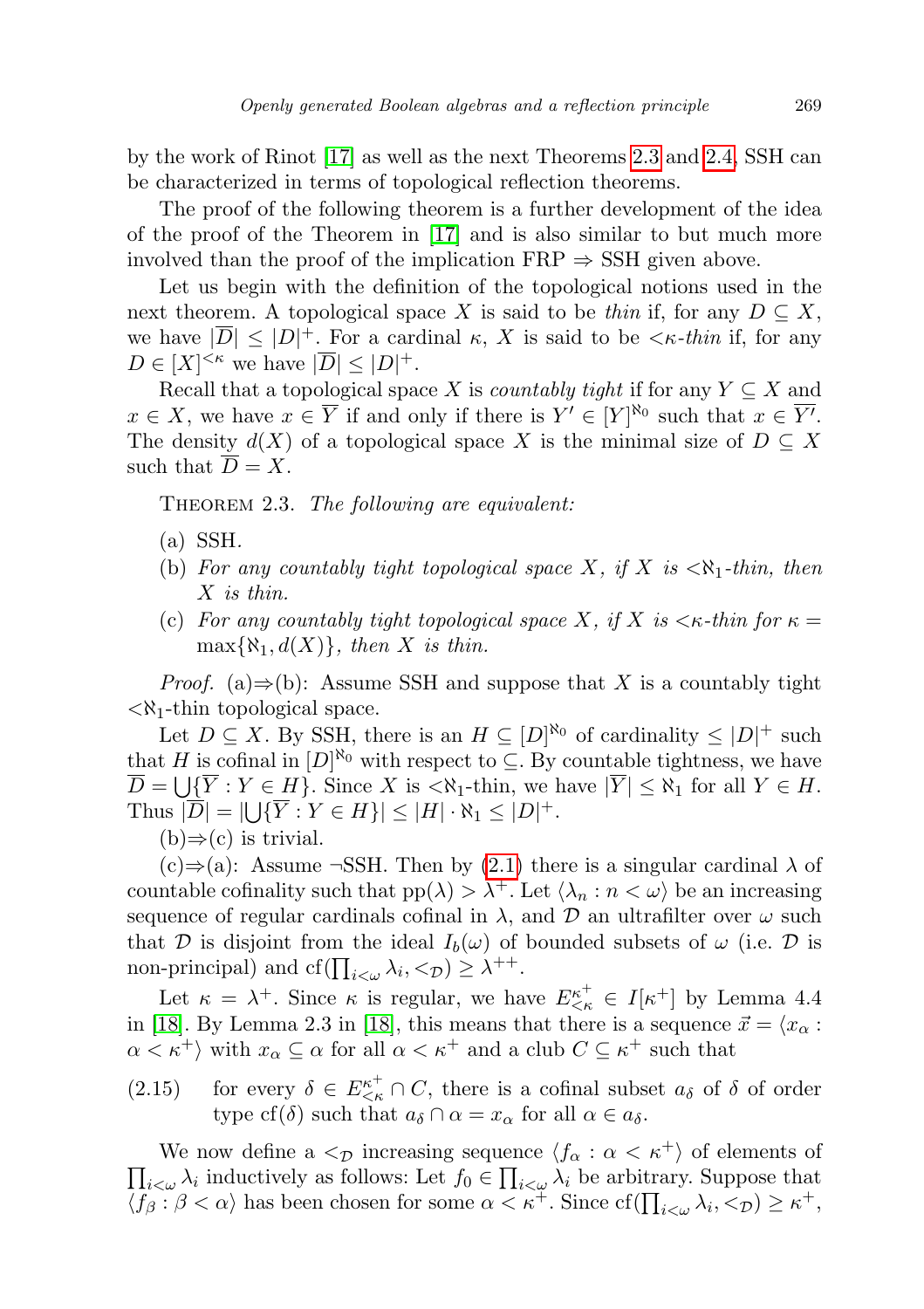by the work of Rinot [17] as well as the next Theorems 2.3 and 2.4, SSH can be characterized in terms of topological reflection theorems.

The proof of the following theorem is a further development of the idea of the proof of the Theorem in [17] and is also similar to but much more involved than the proof of the implication FRP $\Rightarrow$ SSH given above.

Let us begin with the definition of the topological notions used in the next theorem. A topological space $X$ is said to be *thin* if, for any $D \subseteq X$, we have $|\overline{D}| \leq |D|^+$. For a cardinal $\kappa$, $X$ is said to be *$<\kappa$-thin* if, for any $D \in [X]^{<\kappa}$ we have $|\overline{D}| \leq |D|^+$.

Recall that a topological space $X$ is *countably tight* if for any $Y \subseteq X$ and $x \in X$, we have $x \in \overline{Y}$ if and only if there is $Y' \in [Y]^{\aleph_0}$ such that $x \in \overline{Y'}$. The density $d(X)$ of a topological space $X$ is the minimal size of $D \subseteq X$ such that $\overline{D} = X$.

THEOREM 2.3. *The following are equivalent:*

(a) SSH.

(b) *For any countably tight topological space $X$, if $X$ is $<\aleph_1$-thin, then $X$ is thin.*

(c) *For any countably tight topological space $X$, if $X$ is $<\kappa$-thin for $\kappa = \max\{\aleph_1, d(X)\}$, then $X$ is thin.*

*Proof.* (a)$\Rightarrow$(b): Assume SSH and suppose that $X$ is a countably tight $<\aleph_1$-thin topological space.

Let $D \subseteq X$. By SSH, there is an $H \subseteq [D]^{\aleph_0}$ of cardinality $\leq |D|^+$ such that $H$ is cofinal in $[D]^{\aleph_0}$ with respect to $\subseteq$. By countable tightness, we have $\overline{D} = \bigcup\{\overline{Y} : Y \in H\}$. Since $X$ is $<\aleph_1$-thin, we have $|\overline{Y}| \leq \aleph_1$ for all $Y \in H$. Thus $|\overline{D}| = |\bigcup\{\overline{Y} : Y \in H\}| \leq |H| \cdot \aleph_1 \leq |D|^+$.

(b)$\Rightarrow$(c) is trivial.

(c)$\Rightarrow$(a): Assume $\neg$SSH. Then by (2.1) there is a singular cardinal $\lambda$ of countable cofinality such that $\mathrm{pp}(\lambda) > \lambda^+$. Let $\langle \lambda_n : n < \omega \rangle$ be an increasing sequence of regular cardinals cofinal in $\lambda$, and $\mathcal{D}$ an ultrafilter over $\omega$ such that $\mathcal{D}$ is disjoint from the ideal $I_b(\omega)$ of bounded subsets of $\omega$ (i.e. $\mathcal{D}$ is non-principal) and $\mathrm{cf}(\prod_{i<\omega} \lambda_i, <_{\mathcal{D}}) \geq \lambda^{++}$.

Let $\kappa = \lambda^+$. Since $\kappa$ is regular, we have $E^{\kappa^+}_{<\kappa} \in I[\kappa^+]$ by Lemma 4.4 in [18]. By Lemma 2.3 in [18], this means that there is a sequence $\vec{x} = \langle x_\alpha : \alpha < \kappa^+ \rangle$ with $x_\alpha \subseteq \alpha$ for all $\alpha < \kappa^+$ and a club $C \subseteq \kappa^+$ such that

(2.15) for every $\delta \in E^{\kappa^+}_{<\kappa} \cap C$, there is a cofinal subset $a_\delta$ of $\delta$ of order type $\mathrm{cf}(\delta)$ such that $a_\delta \cap \alpha = x_\alpha$ for all $\alpha \in a_\delta$.

We now define a $<_{\mathcal{D}}$ increasing sequence $\langle f_\alpha : \alpha < \kappa^+ \rangle$ of elements of $\prod_{i<\omega} \lambda_i$ inductively as follows: Let $f_0 \in \prod_{i<\omega} \lambda_i$ be arbitrary. Suppose that $\langle f_\beta : \beta < \alpha \rangle$ has been chosen for some $\alpha < \kappa^+$. Since $\mathrm{cf}(\prod_{i<\omega} \lambda_i, <_{\mathcal{D}}) \geq \kappa^+$,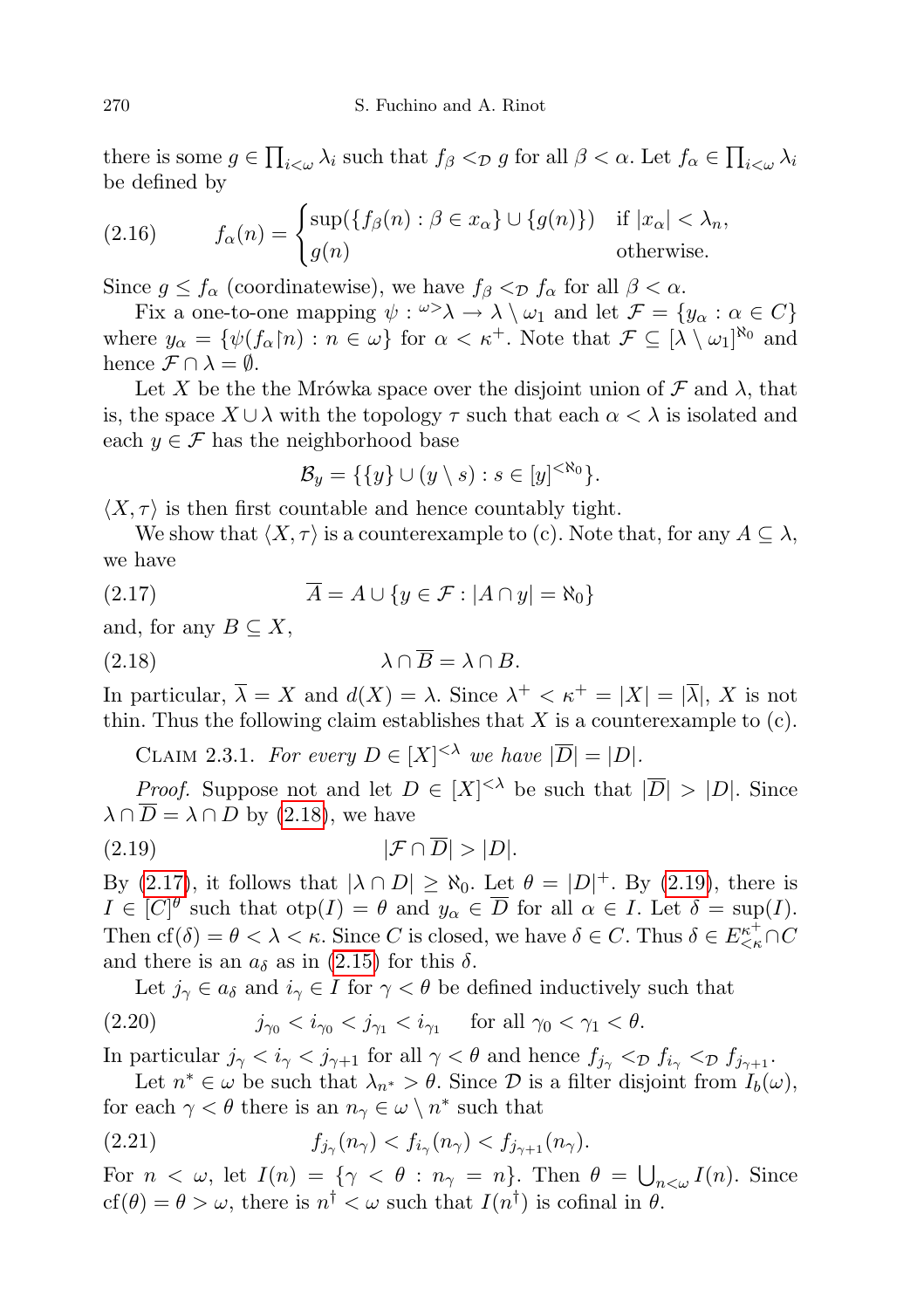there is some $g \in \prod_{i<\omega} \lambda_i$ such that $f_\beta <_{\mathcal{D}} g$ for all $\beta < \alpha$. Let $f_\alpha \in \prod_{i<\omega} \lambda_i$ be defined by

$$f_\alpha(n) = \begin{cases} \sup(\{f_\beta(n) : \beta \in x_\alpha\} \cup \{g(n)\}) & \text{if } |x_\alpha| < \lambda_n, \\ g(n) & \text{otherwise.} \end{cases} \tag{2.16}$$

Since $g \leq f_\alpha$ (coordinatewise), we have $f_\beta <_{\mathcal{D}} f_\alpha$ for all $\beta < \alpha$.

Fix a one-to-one mapping $\psi : {}^{\omega>}\lambda \to \lambda \setminus \omega_1$ and let $\mathcal{F} = \{y_\alpha : \alpha \in C\}$ where $y_\alpha = \{\psi(f_\alpha \restriction n) : n \in \omega\}$ for $\alpha < \kappa^+$. Note that $\mathcal{F} \subseteq [\lambda \setminus \omega_1]^{\aleph_0}$ and hence $\mathcal{F} \cap \lambda = \emptyset$.

Let $X$ be the the Mrówka space over the disjoint union of $\mathcal{F}$ and $\lambda$, that is, the space $X \cup \lambda$ with the topology $\tau$ such that each $\alpha < \lambda$ is isolated and each $y \in \mathcal{F}$ has the neighborhood base

$$\mathcal{B}_y = \{\{y\} \cup (y \setminus s) : s \in [y]^{<\aleph_0}\}.$$

$\langle X, \tau \rangle$ is then first countable and hence countably tight.

We show that $\langle X, \tau \rangle$ is a counterexample to (c). Note that, for any $A \subseteq \lambda$, we have

$$\overline{A} = A \cup \{y \in \mathcal{F} : |A \cap y| = \aleph_0\} \tag{2.17}$$

and, for any $B \subseteq X$,

$$\lambda \cap \overline{B} = \lambda \cap B. \tag{2.18}$$

In particular, $\overline{\lambda} = X$ and $d(X) = \lambda$. Since $\lambda^+ < \kappa^+ = |X| = |\overline{\lambda}|$, $X$ is not thin. Thus the following claim establishes that $X$ is a counterexample to (c).

Claim 2.3.1. *For every $D \in [X]^{<\lambda}$ we have $|\overline{D}| = |D|$.*

*Proof.* Suppose not and let $D \in [X]^{<\lambda}$ be such that $|\overline{D}| > |D|$. Since $\lambda \cap \overline{D} = \lambda \cap D$ by (2.18), we have

$$|\mathcal{F} \cap \overline{D}| > |D|. \tag{2.19}$$

By (2.17), it follows that $|\lambda \cap D| \geq \aleph_0$. Let $\theta = |D|^+$. By (2.19), there is $I \in [C]^\theta$ such that $\mathrm{otp}(I) = \theta$ and $y_\alpha \in \overline{D}$ for all $\alpha \in I$. Let $\delta = \sup(I)$. Then $\mathrm{cf}(\delta) = \theta < \lambda < \kappa$. Since $C$ is closed, we have $\delta \in C$. Thus $\delta \in E^{\kappa^+}_{<\kappa} \cap C$ and there is an $a_\delta$ as in (2.15) for this $\delta$.

Let $j_\gamma \in a_\delta$ and $i_\gamma \in I$ for $\gamma < \theta$ be defined inductively such that

$$j_{\gamma_0} < i_{\gamma_0} < j_{\gamma_1} < i_{\gamma_1} \quad \text{for all } \gamma_0 < \gamma_1 < \theta. \tag{2.20}$$

In particular $j_\gamma < i_\gamma < j_{\gamma+1}$ for all $\gamma < \theta$ and hence $f_{j_\gamma} <_{\mathcal{D}} f_{i_\gamma} <_{\mathcal{D}} f_{j_{\gamma+1}}$.

Let $n^* \in \omega$ be such that $\lambda_{n^*} > \theta$. Since $\mathcal{D}$ is a filter disjoint from $I_b(\omega)$, for each $\gamma < \theta$ there is an $n_\gamma \in \omega \setminus n^*$ such that

$$f_{j_\gamma}(n_\gamma) < f_{i_\gamma}(n_\gamma) < f_{j_{\gamma+1}}(n_\gamma). \tag{2.21}$$

For $n < \omega$, let $I(n) = \{\gamma < \theta : n_\gamma = n\}$. Then $\theta = \bigcup_{n<\omega} I(n)$. Since $\mathrm{cf}(\theta) = \theta > \omega$, there is $n^\dagger < \omega$ such that $I(n^\dagger)$ is cofinal in $\theta$.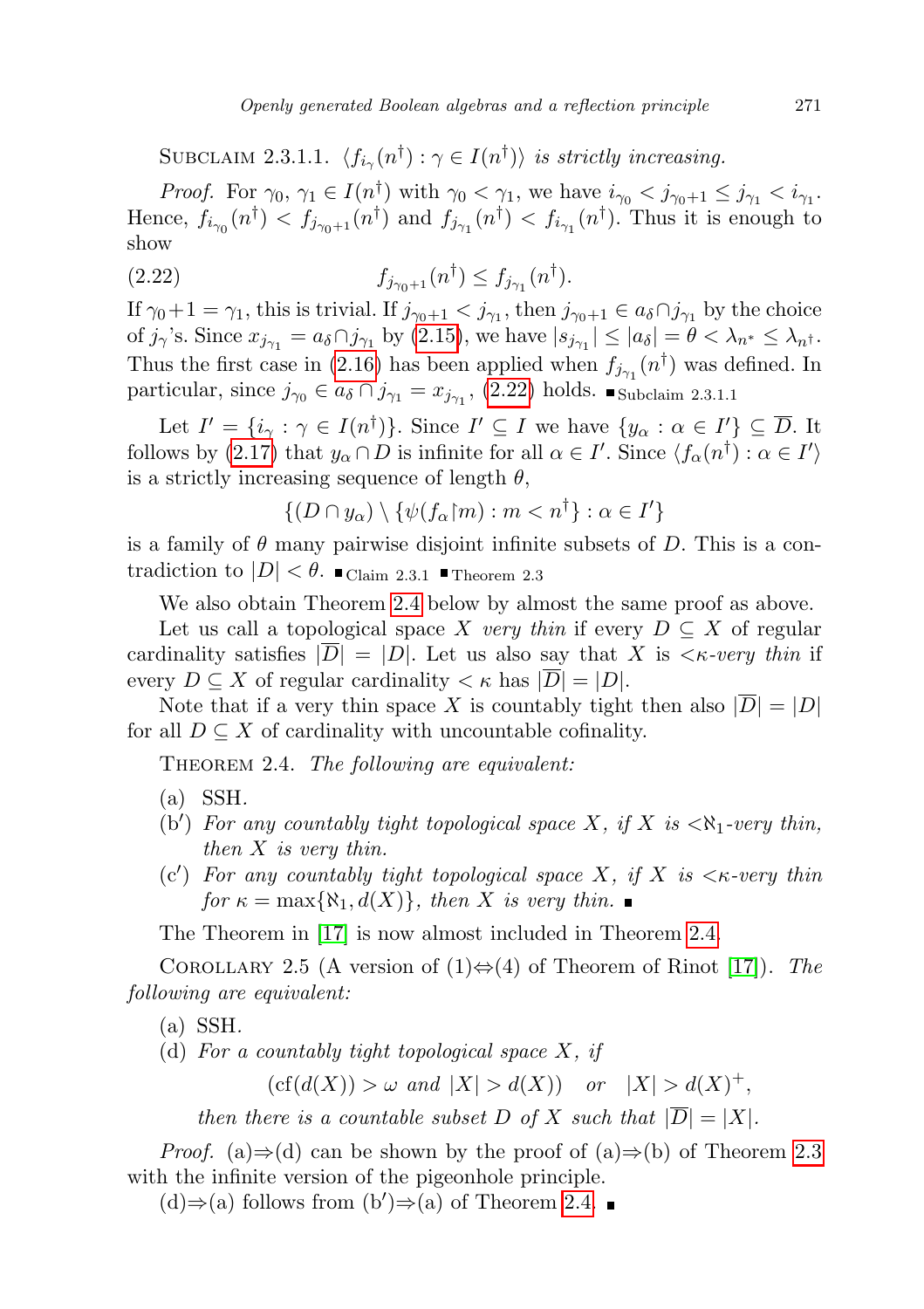SUBCLAIM 2.3.1.1. *$\langle f_{i_\gamma}(n^\dagger) : \gamma \in I(n^\dagger)\rangle$ is strictly increasing.*

*Proof.* For $\gamma_0, \gamma_1 \in I(n^\dagger)$ with $\gamma_0 < \gamma_1$, we have $i_{\gamma_0} < j_{\gamma_0+1} \le j_{\gamma_1} < i_{\gamma_1}$. Hence, $f_{i_{\gamma_0}}(n^\dagger) < f_{j_{\gamma_0+1}}(n^\dagger)$ and $f_{j_{\gamma_1}}(n^\dagger) < f_{i_{\gamma_1}}(n^\dagger)$. Thus it is enough to show

$$f_{j_{\gamma_0+1}}(n^\dagger) \le f_{j_{\gamma_1}}(n^\dagger). \tag{2.22}$$

If $\gamma_0+1 = \gamma_1$, this is trivial. If $j_{\gamma_0+1} < j_{\gamma_1}$, then $j_{\gamma_0+1} \in a_\delta \cap j_{\gamma_1}$ by the choice of $j_\gamma$'s. Since $x_{j_{\gamma_1}} = a_\delta \cap j_{\gamma_1}$ by (2.15), we have $|s_{j_{\gamma_1}}| \le |a_\delta| = \theta < \lambda_{n^*} \le \lambda_{n^\dagger}$. Thus the first case in (2.16) has been applied when $f_{j_{\gamma_1}}(n^\dagger)$ was defined. In particular, since $j_{\gamma_0} \in a_\delta \cap j_{\gamma_1} = x_{j_{\gamma_1}}$, (2.22) holds. ∎ Subclaim 2.3.1.1

Let $I' = \{i_\gamma : \gamma \in I(n^\dagger)\}$. Since $I' \subseteq I$ we have $\{y_\alpha : \alpha \in I'\} \subseteq \overline{D}$. It follows by (2.17) that $y_\alpha \cap D$ is infinite for all $\alpha \in I'$. Since $\langle f_\alpha(n^\dagger) : \alpha \in I'\rangle$ is a strictly increasing sequence of length $\theta$,

$$\{(D \cap y_\alpha) \setminus \{\psi(f_\alpha{\restriction}m) : m < n^\dagger\} : \alpha \in I'\}$$

is a family of $\theta$ many pairwise disjoint infinite subsets of $D$. This is a contradiction to $|D| < \theta$. ∎ Claim 2.3.1 ∎ Theorem 2.3

We also obtain Theorem 2.4 below by almost the same proof as above.

Let us call a topological space $X$ *very thin* if every $D \subseteq X$ of regular cardinality satisfies $|\overline{D}| = |D|$. Let us also say that $X$ is *$<\kappa$-very thin* if every $D \subseteq X$ of regular cardinality $< \kappa$ has $|\overline{D}| = |D|$.

Note that if a very thin space $X$ is countably tight then also $|\overline{D}| = |D|$ for all $D \subseteq X$ of cardinality with uncountable cofinality.

THEOREM 2.4. *The following are equivalent:*

- (a) SSH.
- (b′) *For any countably tight topological space $X$, if $X$ is $<\aleph_1$-very thin, then $X$ is very thin.*
- (c′) *For any countably tight topological space $X$, if $X$ is $<\kappa$-very thin for $\kappa = \max\{\aleph_1, d(X)\}$, then $X$ is very thin.* ∎

The Theorem in [17] is now almost included in Theorem 2.4.

COROLLARY 2.5 (A version of (1)⇔(4) of Theorem of Rinot [17]). *The following are equivalent:*

- (a) SSH.
- (d) *For a countably tight topological space $X$, if*

$$(\mathrm{cf}(d(X)) > \omega \text{ and } |X| > d(X)) \quad \text{or} \quad |X| > d(X)^+,$$

*then there is a countable subset $D$ of $X$ such that $|\overline{D}| = |X|$.*

*Proof.* (a)⇒(d) can be shown by the proof of (a)⇒(b) of Theorem 2.3 with the infinite version of the pigeonhole principle.

(d)⇒(a) follows from (b′)⇒(a) of Theorem 2.4. ∎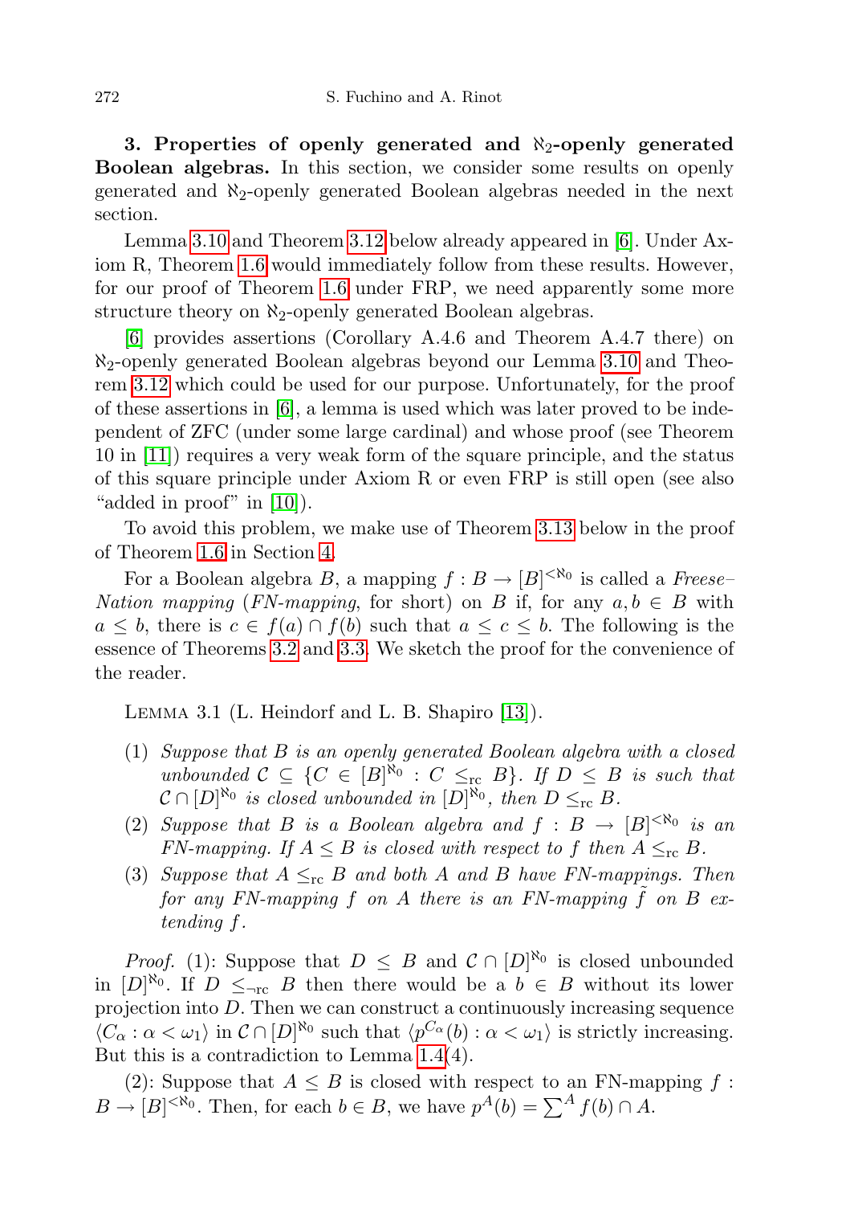**3. Properties of openly generated and $\aleph_2$-openly generated Boolean algebras.** In this section, we consider some results on openly generated and $\aleph_2$-openly generated Boolean algebras needed in the next section.

Lemma 3.10 and Theorem 3.12 below already appeared in [6]. Under Axiom R, Theorem 1.6 would immediately follow from these results. However, for our proof of Theorem 1.6 under FRP, we need apparently some more structure theory on $\aleph_2$-openly generated Boolean algebras.

[6] provides assertions (Corollary A.4.6 and Theorem A.4.7 there) on $\aleph_2$-openly generated Boolean algebras beyond our Lemma 3.10 and Theorem 3.12 which could be used for our purpose. Unfortunately, for the proof of these assertions in [6], a lemma is used which was later proved to be independent of ZFC (under some large cardinal) and whose proof (see Theorem 10 in [11]) requires a very weak form of the square principle, and the status of this square principle under Axiom R or even FRP is still open (see also "added in proof" in [10]).

To avoid this problem, we make use of Theorem 3.13 below in the proof of Theorem 1.6 in Section 4.

For a Boolean algebra $B$, a mapping $f : B \to [B]^{<\aleph_0}$ is called a *Freese–Nation mapping* (*FN-mapping*, for short) on $B$ if, for any $a, b \in B$ with $a \le b$, there is $c \in f(a) \cap f(b)$ such that $a \le c \le b$. The following is the essence of Theorems 3.2 and 3.3. We sketch the proof for the convenience of the reader.

Lemma 3.1 (L. Heindorf and L. B. Shapiro [13]).

(1) *Suppose that $B$ is an openly generated Boolean algebra with a closed unbounded $\mathcal{C} \subseteq \{C \in [B]^{\aleph_0} : C \le_{\rm rc} B\}$. If $D \le B$ is such that $\mathcal{C} \cap [D]^{\aleph_0}$ is closed unbounded in $[D]^{\aleph_0}$, then $D \le_{\rm rc} B$.*

(2) *Suppose that $B$ is a Boolean algebra and $f : B \to [B]^{<\aleph_0}$ is an FN-mapping. If $A \le B$ is closed with respect to $f$ then $A \le_{\rm rc} B$.*

(3) *Suppose that $A \le_{\rm rc} B$ and both $A$ and $B$ have FN-mappings. Then for any FN-mapping $f$ on $A$ there is an FN-mapping $\tilde{f}$ on $B$ extending $f$.*

*Proof.* (1): Suppose that $D \le B$ and $\mathcal{C} \cap [D]^{\aleph_0}$ is closed unbounded in $[D]^{\aleph_0}$. If $D \le_{\neg{\rm rc}} B$ then there would be a $b \in B$ without its lower projection into $D$. Then we can construct a continuously increasing sequence $\langle C_\alpha : \alpha < \omega_1 \rangle$ in $\mathcal{C} \cap [D]^{\aleph_0}$ such that $\langle p^{C_\alpha}(b) : \alpha < \omega_1 \rangle$ is strictly increasing. But this is a contradiction to Lemma 1.4(4).

(2): Suppose that $A \le B$ is closed with respect to an FN-mapping $f : B \to [B]^{<\aleph_0}$. Then, for each $b \in B$, we have $p^A(b) = \sum^A f(b) \cap A$.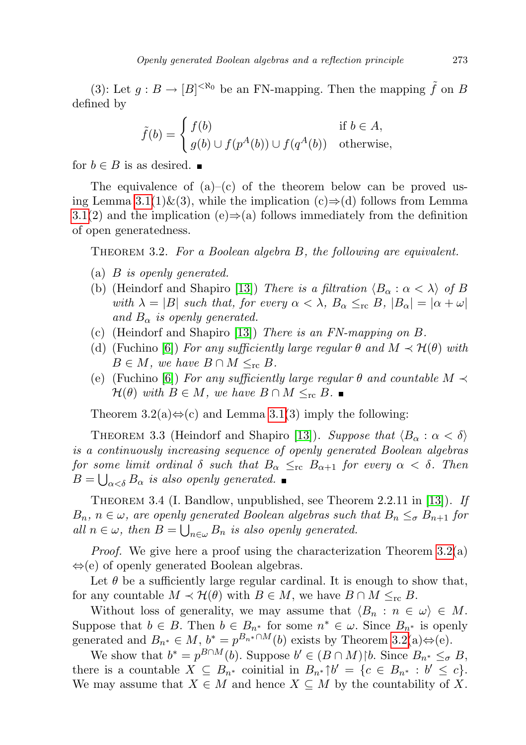(3): Let $g : B \to [B]^{<\aleph_0}$ be an FN-mapping. Then the mapping $\tilde{f}$ on $B$ defined by

$$\tilde{f}(b) = \begin{cases} f(b) & \text{if } b \in A, \\ g(b) \cup f(p^A(b)) \cup f(q^A(b)) & \text{otherwise,} \end{cases}$$

for $b \in B$ is as desired. ■

The equivalence of (a)–(c) of the theorem below can be proved using Lemma 3.1(1)&(3), while the implication (c)⇒(d) follows from Lemma 3.1(2) and the implication (e)⇒(a) follows immediately from the definition of open generatedness.

THEOREM 3.2. *For a Boolean algebra $B$, the following are equivalent.*

- (a) *$B$ is openly generated.*
- (b) (Heindorf and Shapiro [13]) *There is a filtration $\langle B_\alpha : \alpha < \lambda \rangle$ of $B$ with $\lambda = |B|$ such that, for every $\alpha < \lambda$, $B_\alpha \leq_{\mathrm{rc}} B$, $|B_\alpha| = |\alpha + \omega|$ and $B_\alpha$ is openly generated.*
- (c) (Heindorf and Shapiro [13]) *There is an FN-mapping on $B$.*
- (d) (Fuchino [6]) *For any sufficiently large regular $\theta$ and $M \prec \mathcal{H}(\theta)$ with $B \in M$, we have $B \cap M \leq_{\mathrm{rc}} B$.*
- (e) (Fuchino [6]) *For any sufficiently large regular $\theta$ and countable $M \prec \mathcal{H}(\theta)$ with $B \in M$, we have $B \cap M \leq_{\mathrm{rc}} B$.* ■

Theorem 3.2(a)⇔(c) and Lemma 3.1(3) imply the following:

THEOREM 3.3 (Heindorf and Shapiro [13]). *Suppose that $\langle B_\alpha : \alpha < \delta \rangle$ is a continuously increasing sequence of openly generated Boolean algebras for some limit ordinal $\delta$ such that $B_\alpha \leq_{\mathrm{rc}} B_{\alpha+1}$ for every $\alpha < \delta$. Then $B = \bigcup_{\alpha<\delta} B_\alpha$ is also openly generated.* ■

THEOREM 3.4 (I. Bandlow, unpublished, see Theorem 2.2.11 in [13]). *If $B_n$, $n \in \omega$, are openly generated Boolean algebras such that $B_n \leq_\sigma B_{n+1}$ for all $n \in \omega$, then $B = \bigcup_{n\in\omega} B_n$ is also openly generated.*

*Proof.* We give here a proof using the characterization Theorem 3.2(a)⇔(e) of openly generated Boolean algebras.

Let $\theta$ be a sufficiently large regular cardinal. It is enough to show that, for any countable $M \prec \mathcal{H}(\theta)$ with $B \in M$, we have $B \cap M \leq_{\mathrm{rc}} B$.

Without loss of generality, we may assume that $\langle B_n : n \in \omega \rangle \in M$. Suppose that $b \in B$. Then $b \in B_{n^*}$ for some $n^* \in \omega$. Since $B_{n^*}$ is openly generated and $B_{n^*} \in M$, $b^* = p^{B_{n^*} \cap M}(b)$ exists by Theorem 3.2(a)⇔(e).

We show that $b^* = p^{B\cap M}(b)$. Suppose $b' \in (B \cap M)\restriction b$. Since $B_{n^*} \leq_\sigma B$, there is a countable $X \subseteq B_{n^*}$ coinitial in $B_{n^*}\uparrow b' = \{c \in B_{n^*} : b' \leq c\}$. We may assume that $X \in M$ and hence $X \subseteq M$ by the countability of $X$.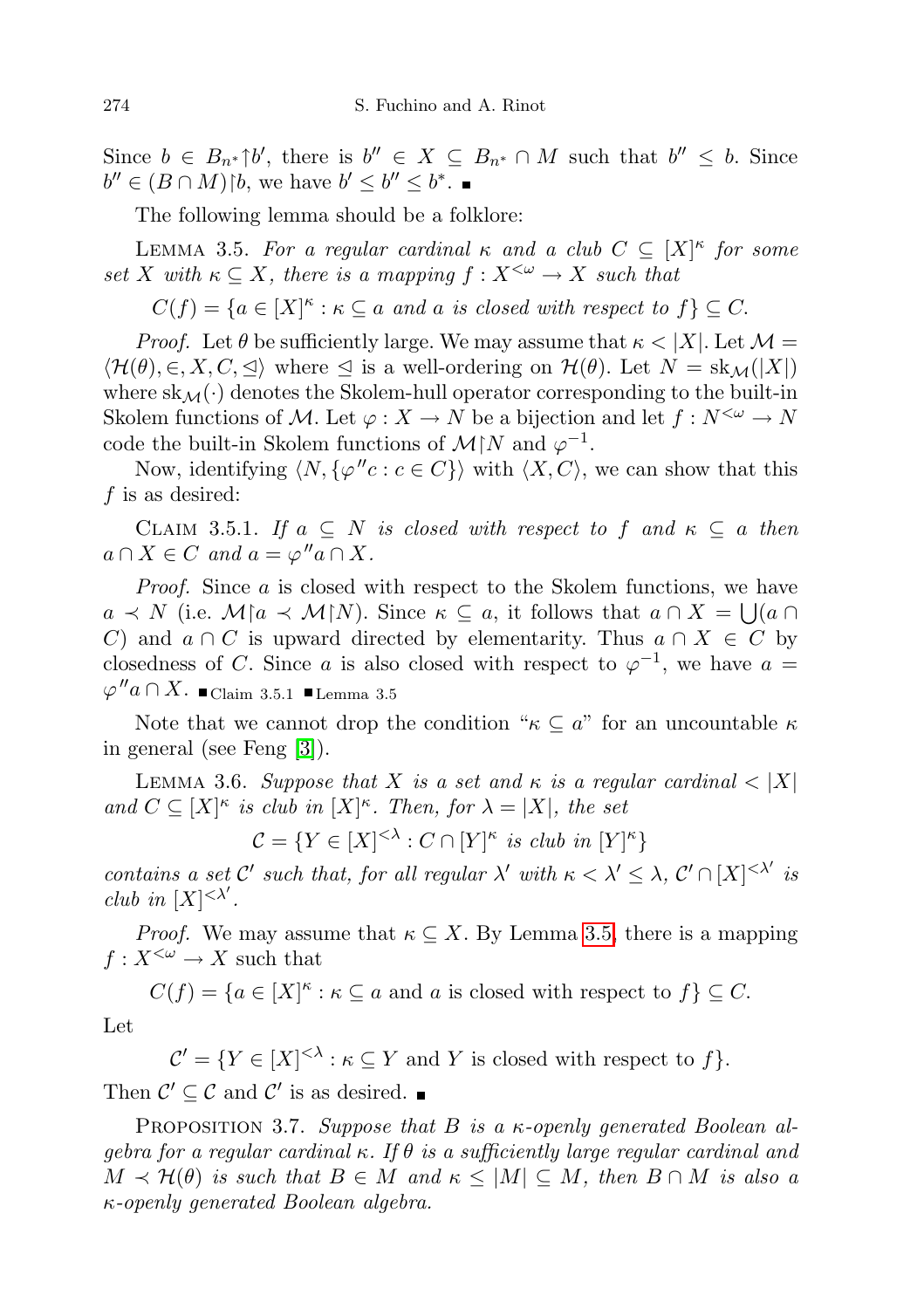Since $b \in B_{n^*}\restriction b'$, there is $b'' \in X \subseteq B_{n^*} \cap M$ such that $b'' \le b$. Since $b'' \in (B \cap M)\restriction b$, we have $b' \le b'' \le b^*$. ■

The following lemma should be a folklore:

Lemma 3.5. *For a regular cardinal $\kappa$ and a club $C \subseteq [X]^\kappa$ for some set $X$ with $\kappa \subseteq X$, there is a mapping $f : X^{<\omega} \to X$ such that*

$$C(f) = \{a \in [X]^\kappa : \kappa \subseteq a \text{ and } a \text{ is closed with respect to } f\} \subseteq C.$$

*Proof.* Let $\theta$ be sufficiently large. We may assume that $\kappa < |X|$. Let $\mathcal{M} = \langle \mathcal{H}(\theta), \in, X, C, \trianglelefteq \rangle$ where $\trianglelefteq$ is a well-ordering on $\mathcal{H}(\theta)$. Let $N = \mathrm{sk}_{\mathcal{M}}(|X|)$ where $\mathrm{sk}_{\mathcal{M}}(\cdot)$ denotes the Skolem-hull operator corresponding to the built-in Skolem functions of $\mathcal{M}$. Let $\varphi : X \to N$ be a bijection and let $f : N^{<\omega} \to N$ code the built-in Skolem functions of $\mathcal{M}\restriction N$ and $\varphi^{-1}$.

Now, identifying $\langle N, \{\varphi''c : c \in C\}\rangle$ with $\langle X, C\rangle$, we can show that this $f$ is as desired:

Claim 3.5.1. *If $a \subseteq N$ is closed with respect to $f$ and $\kappa \subseteq a$ then $a \cap X \in C$ and $a = \varphi''a \cap X$.*

*Proof.* Since $a$ is closed with respect to the Skolem functions, we have $a \prec N$ (i.e. $\mathcal{M}\restriction a \prec \mathcal{M}\restriction N$). Since $\kappa \subseteq a$, it follows that $a \cap X = \bigcup(a \cap C)$ and $a \cap C$ is upward directed by elementarity. Thus $a \cap X \in C$ by closedness of $C$. Since $a$ is also closed with respect to $\varphi^{-1}$, we have $a = \varphi''a \cap X$. ■ Claim 3.5.1 ■ Lemma 3.5

Note that we cannot drop the condition "$\kappa \subseteq a$" for an uncountable $\kappa$ in general (see Feng [3]).

Lemma 3.6. *Suppose that $X$ is a set and $\kappa$ is a regular cardinal $< |X|$ and $C \subseteq [X]^\kappa$ is club in $[X]^\kappa$. Then, for $\lambda = |X|$, the set*

$$\mathcal{C} = \{Y \in [X]^{<\lambda} : C \cap [Y]^\kappa \text{ is club in } [Y]^\kappa\}$$

*contains a set $\mathcal{C}'$ such that, for all regular $\lambda'$ with $\kappa < \lambda' \le \lambda$, $\mathcal{C}' \cap [X]^{<\lambda'}$ is club in $[X]^{<\lambda'}$.*

*Proof.* We may assume that $\kappa \subseteq X$. By Lemma 3.5, there is a mapping $f : X^{<\omega} \to X$ such that

$$C(f) = \{a \in [X]^\kappa : \kappa \subseteq a \text{ and } a \text{ is closed with respect to } f\} \subseteq C.$$

Let

$$\mathcal{C}' = \{Y \in [X]^{<\lambda} : \kappa \subseteq Y \text{ and } Y \text{ is closed with respect to } f\}.$$

Then $\mathcal{C}' \subseteq \mathcal{C}$ and $\mathcal{C}'$ is as desired. ■

Proposition 3.7. *Suppose that $B$ is a $\kappa$-openly generated Boolean algebra for a regular cardinal $\kappa$. If $\theta$ is a sufficiently large regular cardinal and $M \prec \mathcal{H}(\theta)$ is such that $B \in M$ and $\kappa \le |M| \subseteq M$, then $B \cap M$ is also a $\kappa$-openly generated Boolean algebra.*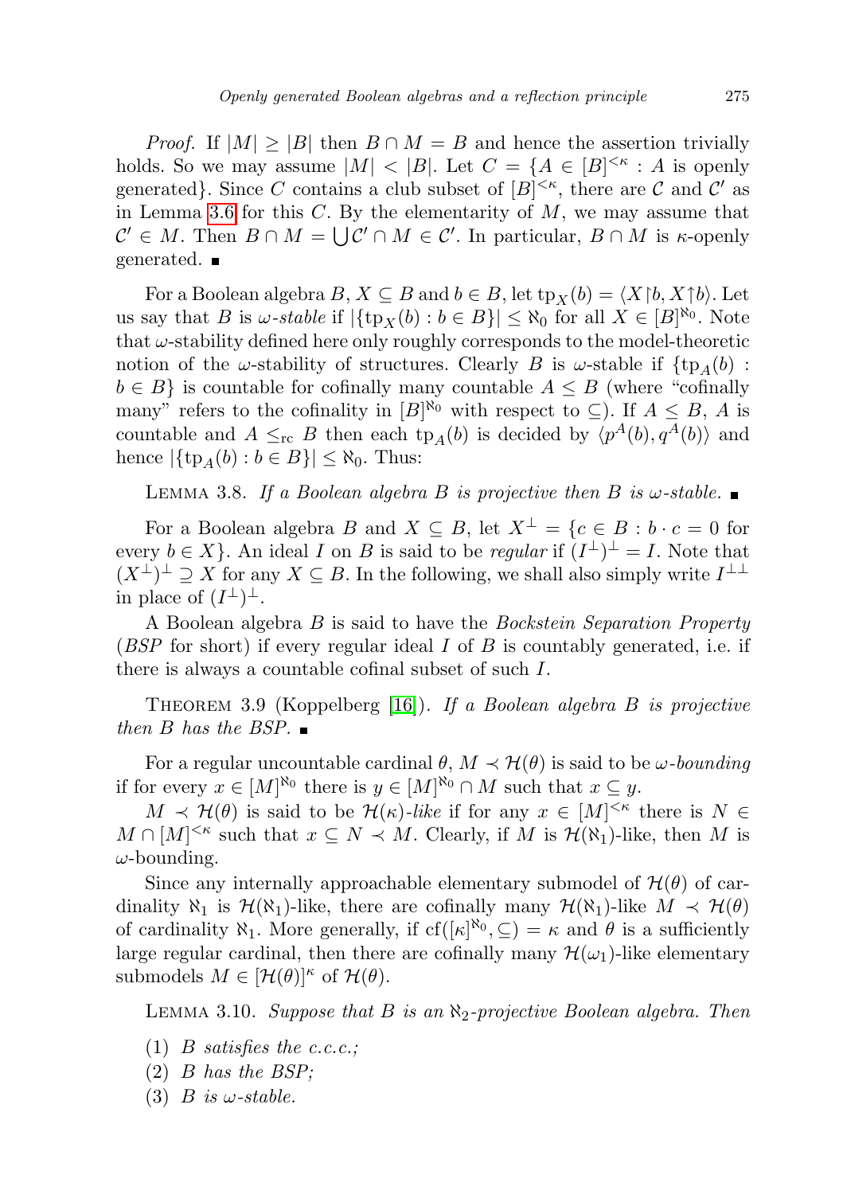*Proof.* If $|M| \geq |B|$ then $B \cap M = B$ and hence the assertion trivially holds. So we may assume $|M| < |B|$. Let $C = \{A \in [B]^{<\kappa} : A \text{ is openly generated}\}$. Since $C$ contains a club subset of $[B]^{<\kappa}$, there are $\mathcal{C}$ and $\mathcal{C}'$ as in Lemma 3.6 for this $C$. By the elementarity of $M$, we may assume that $\mathcal{C}' \in M$. Then $B \cap M = \bigcup \mathcal{C}' \cap M \in \mathcal{C}'$. In particular, $B \cap M$ is $\kappa$-openly generated. ∎

For a Boolean algebra $B$, $X \subseteq B$ and $b \in B$, let $\mathrm{tp}_X(b) = \langle X{\restriction}b, X{\uparrow}b\rangle$. Let us say that $B$ is *$\omega$-stable* if $|\{\mathrm{tp}_X(b) : b \in B\}| \leq \aleph_0$ for all $X \in [B]^{\aleph_0}$. Note that $\omega$-stability defined here only roughly corresponds to the model-theoretic notion of the $\omega$-stability of structures. Clearly $B$ is $\omega$-stable if $\{\mathrm{tp}_A(b) : b \in B\}$ is countable for cofinally many countable $A \leq B$ (where "cofinally many" refers to the cofinality in $[B]^{\aleph_0}$ with respect to $\subseteq$). If $A \leq B$, $A$ is countable and $A \leq_{\mathrm{rc}} B$ then each $\mathrm{tp}_A(b)$ is decided by $\langle p^A(b), q^A(b)\rangle$ and hence $|\{\mathrm{tp}_A(b) : b \in B\}| \leq \aleph_0$. Thus:

Lemma 3.8. *If a Boolean algebra $B$ is projective then $B$ is $\omega$-stable.* ∎

For a Boolean algebra $B$ and $X \subseteq B$, let $X^{\perp} = \{c \in B : b \cdot c = 0 \text{ for every } b \in X\}$. An ideal $I$ on $B$ is said to be *regular* if $(I^{\perp})^{\perp} = I$. Note that $(X^{\perp})^{\perp} \supseteq X$ for any $X \subseteq B$. In the following, we shall also simply write $I^{\perp\perp}$ in place of $(I^{\perp})^{\perp}$.

A Boolean algebra $B$ is said to have the *Bockstein Separation Property* (*BSP* for short) if every regular ideal $I$ of $B$ is countably generated, i.e. if there is always a countable cofinal subset of such $I$.

Theorem 3.9 (Koppelberg [16]). *If a Boolean algebra $B$ is projective then $B$ has the BSP.* ∎

For a regular uncountable cardinal $\theta$, $M \prec \mathcal{H}(\theta)$ is said to be *$\omega$-bounding* if for every $x \in [M]^{\aleph_0}$ there is $y \in [M]^{\aleph_0} \cap M$ such that $x \subseteq y$.

$M \prec \mathcal{H}(\theta)$ is said to be *$\mathcal{H}(\kappa)$-like* if for any $x \in [M]^{<\kappa}$ there is $N \in M \cap [M]^{<\kappa}$ such that $x \subseteq N \prec M$. Clearly, if $M$ is $\mathcal{H}(\aleph_1)$-like, then $M$ is $\omega$-bounding.

Since any internally approachable elementary submodel of $\mathcal{H}(\theta)$ of cardinality $\aleph_1$ is $\mathcal{H}(\aleph_1)$-like, there are cofinally many $\mathcal{H}(\aleph_1)$-like $M \prec \mathcal{H}(\theta)$ of cardinality $\aleph_1$. More generally, if $\mathrm{cf}([\kappa]^{\aleph_0}, \subseteq) = \kappa$ and $\theta$ is a sufficiently large regular cardinal, then there are cofinally many $\mathcal{H}(\omega_1)$-like elementary submodels $M \in [\mathcal{H}(\theta)]^{\kappa}$ of $\mathcal{H}(\theta)$.

Lemma 3.10. *Suppose that $B$ is an $\aleph_2$-projective Boolean algebra. Then*

(1) *$B$ satisfies the c.c.c.;*
(2) *$B$ has the BSP;*
(3) *$B$ is $\omega$-stable.*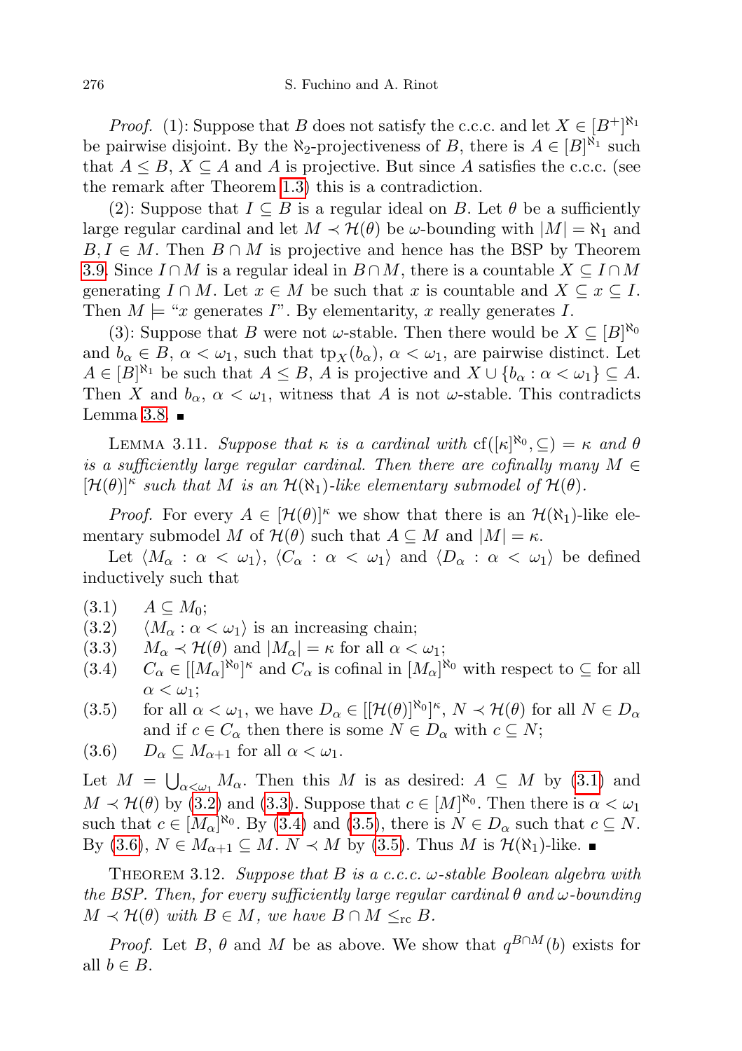*Proof.* (1): Suppose that $B$ does not satisfy the c.c.c. and let $X \in [B^+]^{\aleph_1}$ be pairwise disjoint. By the $\aleph_2$-projectiveness of $B$, there is $A \in [B]^{\aleph_1}$ such that $A \leq B$, $X \subseteq A$ and $A$ is projective. But since $A$ satisfies the c.c.c. (see the remark after Theorem 1.3) this is a contradiction.

(2): Suppose that $I \subseteq B$ is a regular ideal on $B$. Let $\theta$ be a sufficiently large regular cardinal and let $M \prec \mathcal{H}(\theta)$ be $\omega$-bounding with $|M| = \aleph_1$ and $B, I \in M$. Then $B \cap M$ is projective and hence has the BSP by Theorem 3.9. Since $I \cap M$ is a regular ideal in $B \cap M$, there is a countable $X \subseteq I \cap M$ generating $I \cap M$. Let $x \in M$ be such that $x$ is countable and $X \subseteq x \subseteq I$. Then $M \models$ "$x$ generates $I$". By elementarity, $x$ really generates $I$.

(3): Suppose that $B$ were not $\omega$-stable. Then there would be $X \subseteq [B]^{\aleph_0}$ and $b_\alpha \in B$, $\alpha < \omega_1$, such that $\mathrm{tp}_X(b_\alpha)$, $\alpha < \omega_1$, are pairwise distinct. Let $A \in [B]^{\aleph_1}$ be such that $A \leq B$, $A$ is projective and $X \cup \{b_\alpha : \alpha < \omega_1\} \subseteq A$. Then $X$ and $b_\alpha$, $\alpha < \omega_1$, witness that $A$ is not $\omega$-stable. This contradicts Lemma 3.8. ∎

Lemma 3.11. *Suppose that $\kappa$ is a cardinal with $\mathrm{cf}([\kappa]^{\aleph_0}, \subseteq) = \kappa$ and $\theta$ is a sufficiently large regular cardinal. Then there are cofinally many $M \in [\mathcal{H}(\theta)]^\kappa$ such that $M$ is an $\mathcal{H}(\aleph_1)$-like elementary submodel of $\mathcal{H}(\theta)$.*

*Proof.* For every $A \in [\mathcal{H}(\theta)]^\kappa$ we show that there is an $\mathcal{H}(\aleph_1)$-like elementary submodel $M$ of $\mathcal{H}(\theta)$ such that $A \subseteq M$ and $|M| = \kappa$.

Let $\langle M_\alpha : \alpha < \omega_1\rangle$, $\langle C_\alpha : \alpha < \omega_1\rangle$ and $\langle D_\alpha : \alpha < \omega_1\rangle$ be defined inductively such that

- (3.1) $A \subseteq M_0$;
- (3.2) $\langle M_\alpha : \alpha < \omega_1\rangle$ is an increasing chain;
- (3.3) $M_\alpha \prec \mathcal{H}(\theta)$ and $|M_\alpha| = \kappa$ for all $\alpha < \omega_1$;
- (3.4) $C_\alpha \in [[M_\alpha]^{\aleph_0}]^\kappa$ and $C_\alpha$ is cofinal in $[M_\alpha]^{\aleph_0}$ with respect to $\subseteq$ for all $\alpha < \omega_1$;
- (3.5) for all $\alpha < \omega_1$, we have $D_\alpha \in [[\mathcal{H}(\theta)]^{\aleph_0}]^\kappa$, $N \prec \mathcal{H}(\theta)$ for all $N \in D_\alpha$ and if $c \in C_\alpha$ then there is some $N \in D_\alpha$ with $c \subseteq N$;
- (3.6) $D_\alpha \subseteq M_{\alpha+1}$ for all $\alpha < \omega_1$.

Let $M = \bigcup_{\alpha<\omega_1} M_\alpha$. Then this $M$ is as desired: $A \subseteq M$ by (3.1) and $M \prec \mathcal{H}(\theta)$ by (3.2) and (3.3). Suppose that $c \in [M]^{\aleph_0}$. Then there is $\alpha < \omega_1$ such that $c \in [M_\alpha]^{\aleph_0}$. By (3.4) and (3.5), there is $N \in D_\alpha$ such that $c \subseteq N$. By (3.6), $N \in M_{\alpha+1} \subseteq M$. $N \prec M$ by (3.5). Thus $M$ is $\mathcal{H}(\aleph_1)$-like. ∎

Theorem 3.12. *Suppose that $B$ is a c.c.c. $\omega$-stable Boolean algebra with the BSP. Then, for every sufficiently large regular cardinal $\theta$ and $\omega$-bounding $M \prec \mathcal{H}(\theta)$ with $B \in M$, we have $B \cap M \leq_{\mathrm{rc}} B$.*

*Proof.* Let $B$, $\theta$ and $M$ be as above. We show that $q^{B\cap M}(b)$ exists for all $b \in B$.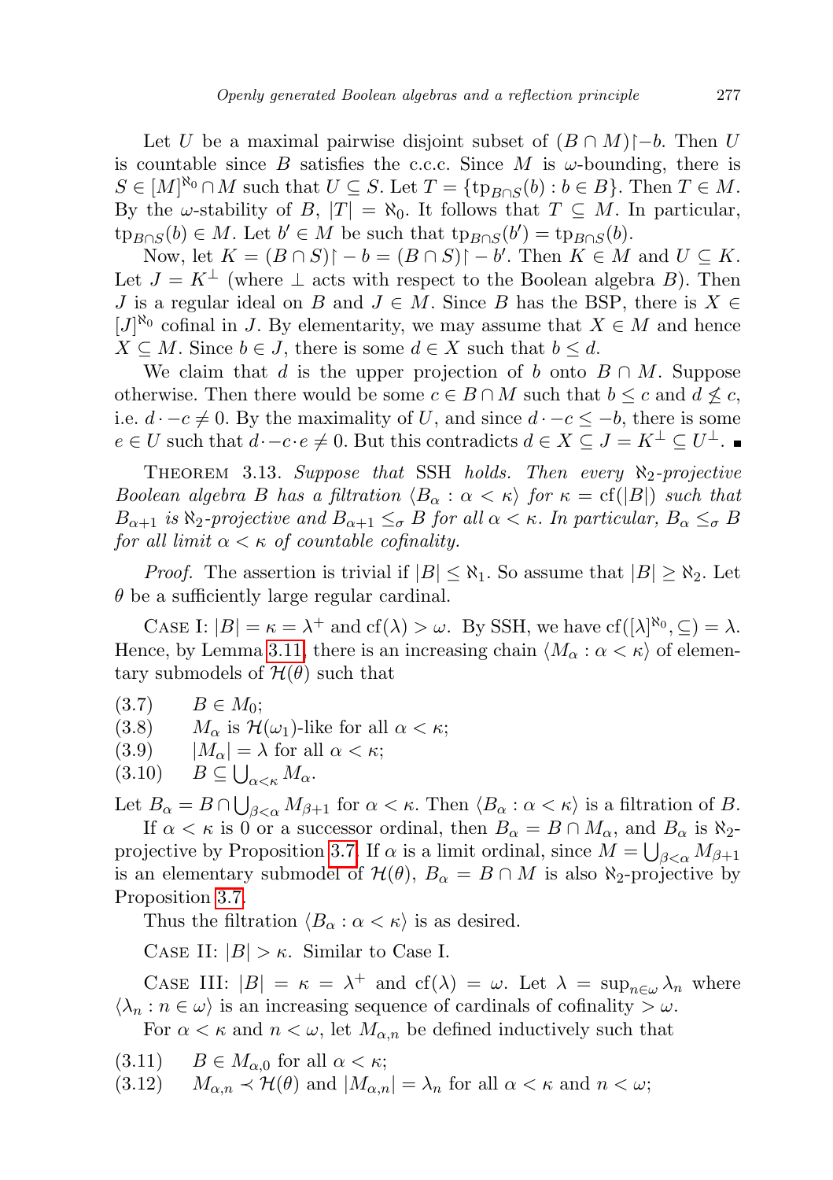Let $U$ be a maximal pairwise disjoint subset of $(B \cap M){\restriction}{-b}$. Then $U$ is countable since $B$ satisfies the c.c.c. Since $M$ is $\omega$-bounding, there is $S \in [M]^{\aleph_0} \cap M$ such that $U \subseteq S$. Let $T = \{\mathrm{tp}_{B\cap S}(b) : b \in B\}$. Then $T \in M$. By the $\omega$-stability of $B$, $|T| = \aleph_0$. It follows that $T \subseteq M$. In particular, $\mathrm{tp}_{B\cap S}(b) \in M$. Let $b' \in M$ be such that $\mathrm{tp}_{B\cap S}(b') = \mathrm{tp}_{B\cap S}(b)$.

Now, let $K = (B \cap S){\restriction} - b = (B \cap S){\restriction} - b'$. Then $K \in M$ and $U \subseteq K$. Let $J = K^{\perp}$ (where $\perp$ acts with respect to the Boolean algebra $B$). Then $J$ is a regular ideal on $B$ and $J \in M$. Since $B$ has the BSP, there is $X \in [J]^{\aleph_0}$ cofinal in $J$. By elementarity, we may assume that $X \in M$ and hence $X \subseteq M$. Since $b \in J$, there is some $d \in X$ such that $b \leq d$.

We claim that $d$ is the upper projection of $b$ onto $B \cap M$. Suppose otherwise. Then there would be some $c \in B \cap M$ such that $b \leq c$ and $d \not\leq c$, i.e. $d \cdot -c \neq 0$. By the maximality of $U$, and since $d \cdot -c \leq -b$, there is some $e \in U$ such that $d \cdot -c \cdot e \neq 0$. But this contradicts $d \in X \subseteq J = K^{\perp} \subseteq U^{\perp}$. ∎

Theorem 3.13. *Suppose that* SSH *holds. Then every $\aleph_2$-projective Boolean algebra $B$ has a filtration $\langle B_\alpha : \alpha < \kappa\rangle$ for $\kappa = \mathrm{cf}(|B|)$ such that $B_{\alpha+1}$ is $\aleph_2$-projective and $B_{\alpha+1} \leq_\sigma B$ for all $\alpha < \kappa$. In particular, $B_\alpha \leq_\sigma B$ for all limit $\alpha < \kappa$ of countable cofinality.*

*Proof.* The assertion is trivial if $|B| \leq \aleph_1$. So assume that $|B| \geq \aleph_2$. Let $\theta$ be a sufficiently large regular cardinal.

Case I: $|B| = \kappa = \lambda^+$ and $\mathrm{cf}(\lambda) > \omega$. By SSH, we have $\mathrm{cf}([\lambda]^{\aleph_0}, \subseteq) = \lambda$. Hence, by Lemma 3.11, there is an increasing chain $\langle M_\alpha : \alpha < \kappa\rangle$ of elementary submodels of $\mathcal{H}(\theta)$ such that

(3.7) $B \in M_0$;

(3.8) $M_\alpha$ is $\mathcal{H}(\omega_1)$-like for all $\alpha < \kappa$;

(3.9) $|M_\alpha| = \lambda$ for all $\alpha < \kappa$;

(3.10) $B \subseteq \bigcup_{\alpha<\kappa} M_\alpha$.

Let $B_\alpha = B \cap \bigcup_{\beta<\alpha} M_{\beta+1}$ for $\alpha < \kappa$. Then $\langle B_\alpha : \alpha < \kappa\rangle$ is a filtration of $B$.

If $\alpha < \kappa$ is 0 or a successor ordinal, then $B_\alpha = B \cap M_\alpha$, and $B_\alpha$ is $\aleph_2$-projective by Proposition 3.7. If $\alpha$ is a limit ordinal, since $M = \bigcup_{\beta<\alpha} M_{\beta+1}$ is an elementary submodel of $\mathcal{H}(\theta)$, $B_\alpha = B \cap M$ is also $\aleph_2$-projective by Proposition 3.7.

Thus the filtration $\langle B_\alpha : \alpha < \kappa\rangle$ is as desired.

Case II: $|B| > \kappa$. Similar to Case I.

Case III: $|B| = \kappa = \lambda^+$ and $\mathrm{cf}(\lambda) = \omega$. Let $\lambda = \sup_{n\in\omega} \lambda_n$ where $\langle \lambda_n : n \in \omega\rangle$ is an increasing sequence of cardinals of cofinality $> \omega$.

For $\alpha < \kappa$ and $n < \omega$, let $M_{\alpha,n}$ be defined inductively such that

(3.11) $B \in M_{\alpha,0}$ for all $\alpha < \kappa$;

(3.12) $M_{\alpha,n} \prec \mathcal{H}(\theta)$ and $|M_{\alpha,n}| = \lambda_n$ for all $\alpha < \kappa$ and $n < \omega$;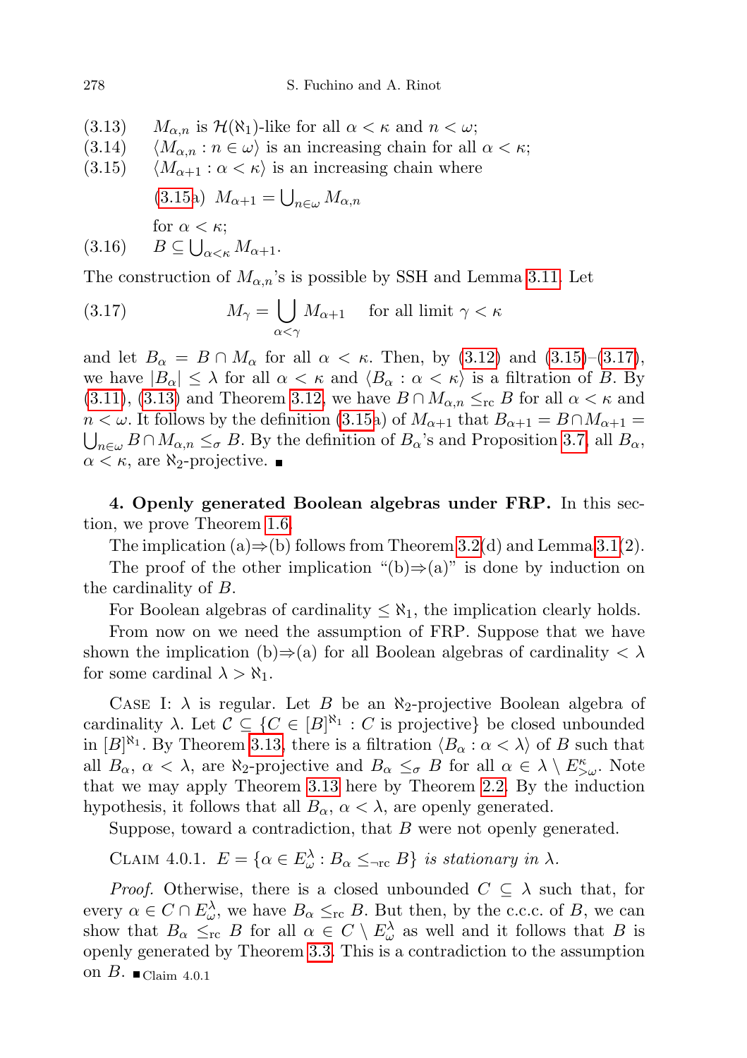(3.13) $M_{\alpha,n}$ is $\mathcal{H}(\aleph_1)$-like for all $\alpha < \kappa$ and $n < \omega$;

(3.14) $\langle M_{\alpha,n} : n \in \omega\rangle$ is an increasing chain for all $\alpha < \kappa$;

(3.15) $\langle M_{\alpha+1} : \alpha < \kappa\rangle$ is an increasing chain where

(3.15a) $M_{\alpha+1} = \bigcup_{n\in\omega} M_{\alpha,n}$

for $\alpha < \kappa$;

(3.16) $B \subseteq \bigcup_{\alpha<\kappa} M_{\alpha+1}$.

The construction of $M_{\alpha,n}$'s is possible by SSH and Lemma 3.11. Let

$$M_\gamma = \bigcup_{\alpha<\gamma} M_{\alpha+1} \quad \text{for all limit } \gamma < \kappa \tag{3.17}$$

and let $B_\alpha = B \cap M_\alpha$ for all $\alpha < \kappa$. Then, by (3.12) and (3.15)–(3.17), we have $|B_\alpha| \le \lambda$ for all $\alpha < \kappa$ and $\langle B_\alpha : \alpha < \kappa\rangle$ is a filtration of $B$. By (3.11), (3.13) and Theorem 3.12, we have $B \cap M_{\alpha,n} \le_{\mathrm{rc}} B$ for all $\alpha < \kappa$ and $n < \omega$. It follows by the definition (3.15a) of $M_{\alpha+1}$ that $B_{\alpha+1} = B\cap M_{\alpha+1} = \bigcup_{n\in\omega} B \cap M_{\alpha,n} \le_\sigma B$. By the definition of $B_\alpha$'s and Proposition 3.7, all $B_\alpha$, $\alpha < \kappa$, are $\aleph_2$-projective. ∎

**4. Openly generated Boolean algebras under FRP.** In this section, we prove Theorem 1.6.

The implication (a)⇒(b) follows from Theorem 3.2(d) and Lemma 3.1(2).

The proof of the other implication "(b)⇒(a)" is done by induction on the cardinality of $B$.

For Boolean algebras of cardinality $\le \aleph_1$, the implication clearly holds.

From now on we need the assumption of FRP. Suppose that we have shown the implication (b)⇒(a) for all Boolean algebras of cardinality $< \lambda$ for some cardinal $\lambda > \aleph_1$.

Case I: $\lambda$ is regular. Let $B$ be an $\aleph_2$-projective Boolean algebra of cardinality $\lambda$. Let $\mathcal{C} \subseteq \{C \in [B]^{\aleph_1} : C \text{ is projective}\}$ be closed unbounded in $[B]^{\aleph_1}$. By Theorem 3.13, there is a filtration $\langle B_\alpha : \alpha < \lambda\rangle$ of $B$ such that all $B_\alpha$, $\alpha < \lambda$, are $\aleph_2$-projective and $B_\alpha \le_\sigma B$ for all $\alpha \in \lambda \setminus E^\kappa_{>\omega}$. Note that we may apply Theorem 3.13 here by Theorem 2.2. By the induction hypothesis, it follows that all $B_\alpha$, $\alpha < \lambda$, are openly generated.

Suppose, toward a contradiction, that $B$ were not openly generated.

Claim 4.0.1. *$E = \{\alpha \in E^\lambda_\omega : B_\alpha \le_{\neg\mathrm{rc}} B\}$ is stationary in $\lambda$.*

*Proof.* Otherwise, there is a closed unbounded $C \subseteq \lambda$ such that, for every $\alpha \in C \cap E^\lambda_\omega$, we have $B_\alpha \le_{\mathrm{rc}} B$. But then, by the c.c.c. of $B$, we can show that $B_\alpha \le_{\mathrm{rc}} B$ for all $\alpha \in C \setminus E^\lambda_\omega$ as well and it follows that $B$ is openly generated by Theorem 3.3. This is a contradiction to the assumption on $B$. ∎ Claim 4.0.1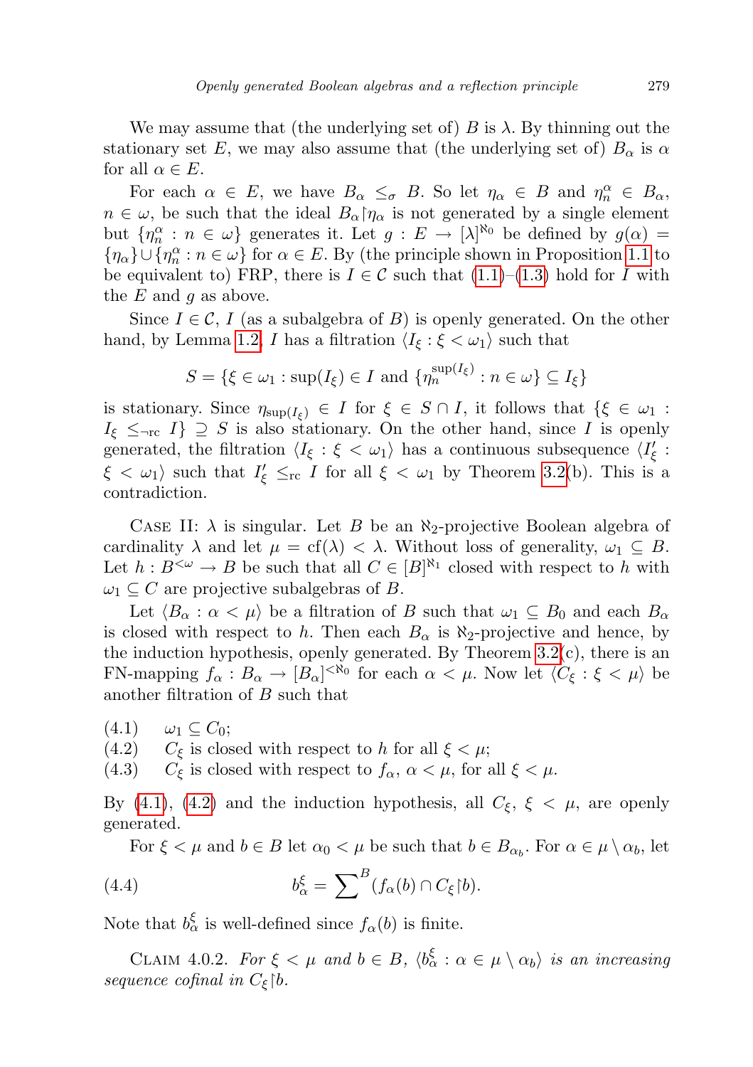We may assume that (the underlying set of) $B$ is $\lambda$. By thinning out the stationary set $E$, we may also assume that (the underlying set of) $B_\alpha$ is $\alpha$ for all $\alpha \in E$.

For each $\alpha \in E$, we have $B_\alpha \leq_\sigma B$. So let $\eta_\alpha \in B$ and $\eta_n^\alpha \in B_\alpha$, $n \in \omega$, be such that the ideal $B_\alpha{\restriction}\eta_\alpha$ is not generated by a single element but $\{\eta_n^\alpha : n \in \omega\}$ generates it. Let $g : E \to [\lambda]^{\aleph_0}$ be defined by $g(\alpha) = \{\eta_\alpha\} \cup \{\eta_n^\alpha : n \in \omega\}$ for $\alpha \in E$. By (the principle shown in Proposition 1.1 to be equivalent to) FRP, there is $I \in \mathcal{C}$ such that (1.1)–(1.3) hold for $I$ with the $E$ and $g$ as above.

Since $I \in \mathcal{C}$, $I$ (as a subalgebra of $B$) is openly generated. On the other hand, by Lemma 1.2, $I$ has a filtration $\langle I_\xi : \xi < \omega_1 \rangle$ such that

$$S = \{\xi \in \omega_1 : \sup(I_\xi) \in I \text{ and } \{\eta_n^{\sup(I_\xi)} : n \in \omega\} \subseteq I_\xi\}$$

is stationary. Since $\eta_{\sup(I_\xi)} \in I$ for $\xi \in S \cap I$, it follows that $\{\xi \in \omega_1 : I_\xi \leq_{\neg\mathrm{rc}} I\} \supseteq S$ is also stationary. On the other hand, since $I$ is openly generated, the filtration $\langle I_\xi : \xi < \omega_1 \rangle$ has a continuous subsequence $\langle I'_\xi : \xi < \omega_1 \rangle$ such that $I'_\xi \leq_{\mathrm{rc}} I$ for all $\xi < \omega_1$ by Theorem 3.2(b). This is a contradiction.

Case II: $\lambda$ is singular. Let $B$ be an $\aleph_2$-projective Boolean algebra of cardinality $\lambda$ and let $\mu = \mathrm{cf}(\lambda) < \lambda$. Without loss of generality, $\omega_1 \subseteq B$. Let $h : B^{<\omega} \to B$ be such that all $C \in [B]^{\aleph_1}$ closed with respect to $h$ with $\omega_1 \subseteq C$ are projective subalgebras of $B$.

Let $\langle B_\alpha : \alpha < \mu \rangle$ be a filtration of $B$ such that $\omega_1 \subseteq B_0$ and each $B_\alpha$ is closed with respect to $h$. Then each $B_\alpha$ is $\aleph_2$-projective and hence, by the induction hypothesis, openly generated. By Theorem 3.2(c), there is an FN-mapping $f_\alpha : B_\alpha \to [B_\alpha]^{<\aleph_0}$ for each $\alpha < \mu$. Now let $\langle C_\xi : \xi < \mu \rangle$ be another filtration of $B$ such that

(4.1) $\quad \omega_1 \subseteq C_0$;
(4.2) $\quad C_\xi$ is closed with respect to $h$ for all $\xi < \mu$;
(4.3) $\quad C_\xi$ is closed with respect to $f_\alpha$, $\alpha < \mu$, for all $\xi < \mu$.

By (4.1), (4.2) and the induction hypothesis, all $C_\xi$, $\xi < \mu$, are openly generated.

For $\xi < \mu$ and $b \in B$ let $\alpha_0 < \mu$ be such that $b \in B_{\alpha_b}$. For $\alpha \in \mu \setminus \alpha_b$, let

$$b_\alpha^\xi = \sum\nolimits^B (f_\alpha(b) \cap C_\xi{\restriction}b). \tag{4.4}$$

Note that $b_\alpha^\xi$ is well-defined since $f_\alpha(b)$ is finite.

Claim 4.0.2. *For $\xi < \mu$ and $b \in B$, $\langle b_\alpha^\xi : \alpha \in \mu \setminus \alpha_b \rangle$ is an increasing sequence cofinal in $C_\xi{\restriction}b$.*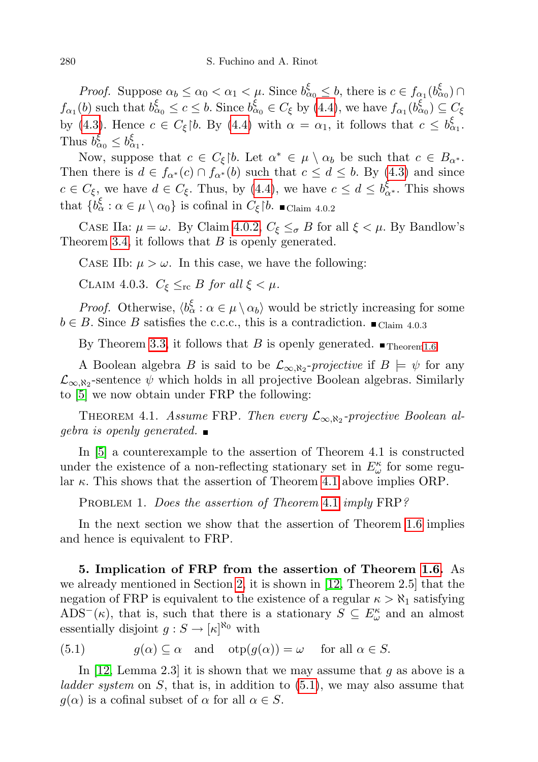*Proof.* Suppose $\alpha_b \leq \alpha_0 < \alpha_1 < \mu$. Since $b^{\xi}_{\alpha_0} \leq b$, there is $c \in f_{\alpha_1}(b^{\xi}_{\alpha_0}) \cap f_{\alpha_1}(b)$ such that $b^{\xi}_{\alpha_0} \leq c \leq b$. Since $b^{\xi}_{\alpha_0} \in C_\xi$ by (4.4), we have $f_{\alpha_1}(b^{\xi}_{\alpha_0}) \subseteq C_\xi$ by (4.3). Hence $c \in C_\xi{\restriction}b$. By (4.4) with $\alpha = \alpha_1$, it follows that $c \leq b^{\xi}_{\alpha_1}$. Thus $b^{\xi}_{\alpha_0} \leq b^{\xi}_{\alpha_1}$.

Now, suppose that $c \in C_\xi{\restriction}b$. Let $\alpha^* \in \mu \setminus \alpha_b$ be such that $c \in B_{\alpha^*}$. Then there is $d \in f_{\alpha^*}(c) \cap f_{\alpha^*}(b)$ such that $c \leq d \leq b$. By (4.3) and since $c \in C_\xi$, we have $d \in C_\xi$. Thus, by (4.4), we have $c \leq d \leq b^{\xi}_{\alpha^*}$. This shows that $\{b^{\xi}_{\alpha} : \alpha \in \mu \setminus \alpha_0\}$ is cofinal in $C_\xi{\restriction}b$. ■ Claim 4.0.2

Case IIa: $\mu = \omega$. By Claim 4.0.2, $C_\xi \leq_\sigma B$ for all $\xi < \mu$. By Bandlow's Theorem 3.4, it follows that $B$ is openly generated.

Case IIb: $\mu > \omega$. In this case, we have the following:

Claim 4.0.3. *$C_\xi \leq_{\mathrm{rc}} B$ for all $\xi < \mu$.*

*Proof.* Otherwise, $\langle b^{\xi}_{\alpha} : \alpha \in \mu \setminus \alpha_b \rangle$ would be strictly increasing for some $b \in B$. Since $B$ satisfies the c.c.c., this is a contradiction. ■ Claim 4.0.3

By Theorem 3.3, it follows that $B$ is openly generated. ■ Theorem 1.6

A Boolean algebra $B$ is said to be *$\mathcal{L}_{\infty,\aleph_2}$-projective* if $B \models \psi$ for any $\mathcal{L}_{\infty,\aleph_2}$-sentence $\psi$ which holds in all projective Boolean algebras. Similarly to [5] we now obtain under FRP the following:

Theorem 4.1. *Assume* FRP. *Then every $\mathcal{L}_{\infty,\aleph_2}$-projective Boolean algebra is openly generated.* ■

In [5] a counterexample to the assertion of Theorem 4.1 is constructed under the existence of a non-reflecting stationary set in $E^{\kappa}_{\omega}$ for some regular $\kappa$. This shows that the assertion of Theorem 4.1 above implies ORP.

Problem 1. *Does the assertion of Theorem 4.1 imply* FRP*?*

In the next section we show that the assertion of Theorem 1.6 implies and hence is equivalent to FRP.

**5. Implication of FRP from the assertion of Theorem 1.6.** As we already mentioned in Section 2, it is shown in [12, Theorem 2.5] that the negation of FRP is equivalent to the existence of a regular $\kappa > \aleph_1$ satisfying $\mathrm{ADS}^-(\kappa)$, that is, such that there is a stationary $S \subseteq E^{\kappa}_{\omega}$ and an almost essentially disjoint $g : S \to [\kappa]^{\aleph_0}$ with

$$g(\alpha) \subseteq \alpha \quad \text{and} \quad \mathrm{otp}(g(\alpha)) = \omega \quad \text{ for all } \alpha \in S. \tag{5.1}$$

In [12, Lemma 2.3] it is shown that we may assume that $g$ as above is a *ladder system* on $S$, that is, in addition to (5.1), we may also assume that $g(\alpha)$ is a cofinal subset of $\alpha$ for all $\alpha \in S$.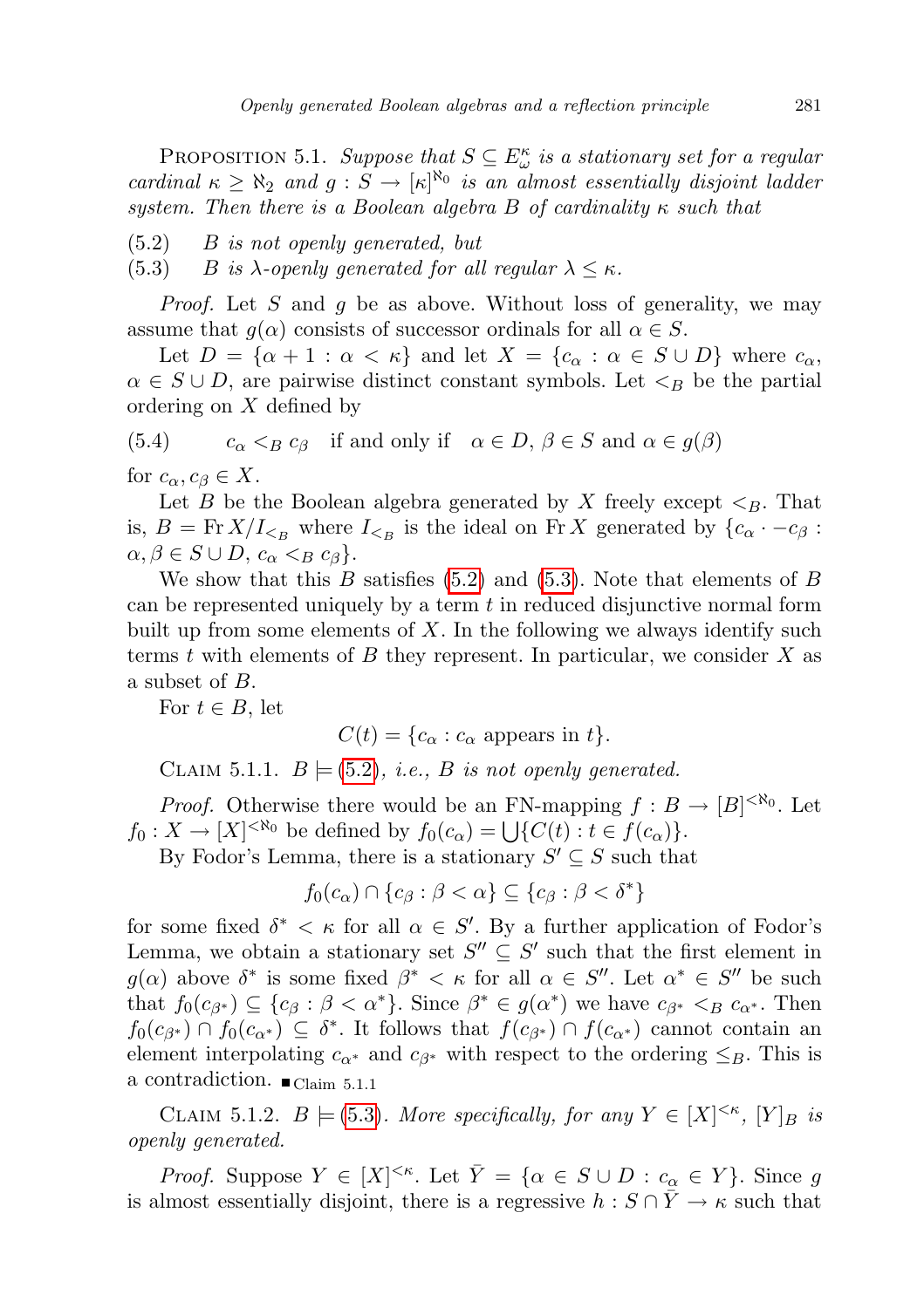Proposition 5.1. *Suppose that $S \subseteq E^\kappa_\omega$ is a stationary set for a regular cardinal $\kappa \geq \aleph_2$ and $g : S \to [\kappa]^{\aleph_0}$ is an almost essentially disjoint ladder system. Then there is a Boolean algebra $B$ of cardinality $\kappa$ such that*

(5.2) *$B$ is not openly generated, but*

(5.3) *$B$ is $\lambda$-openly generated for all regular $\lambda \leq \kappa$.*

*Proof.* Let $S$ and $g$ be as above. Without loss of generality, we may assume that $g(\alpha)$ consists of successor ordinals for all $\alpha \in S$.

Let $D = \{\alpha + 1 : \alpha < \kappa\}$ and let $X = \{c_\alpha : \alpha \in S \cup D\}$ where $c_\alpha$, $\alpha \in S \cup D$, are pairwise distinct constant symbols. Let $<_B$ be the partial ordering on $X$ defined by

(5.4) $\quad c_\alpha <_B c_\beta \quad$ if and only if $\quad \alpha \in D,\ \beta \in S$ and $\alpha \in g(\beta)$

for $c_\alpha, c_\beta \in X$.

Let $B$ be the Boolean algebra generated by $X$ freely except $<_B$. That is, $B = \operatorname{Fr} X / I_{<_B}$ where $I_{<_B}$ is the ideal on $\operatorname{Fr} X$ generated by $\{c_\alpha \cdot -c_\beta : \alpha, \beta \in S \cup D,\ c_\alpha <_B c_\beta\}$.

We show that this $B$ satisfies (5.2) and (5.3). Note that elements of $B$ can be represented uniquely by a term $t$ in reduced disjunctive normal form built up from some elements of $X$. In the following we always identify such terms $t$ with elements of $B$ they represent. In particular, we consider $X$ as a subset of $B$.

For $t \in B$, let

$$C(t) = \{c_\alpha : c_\alpha \text{ appears in } t\}.$$

Claim 5.1.1. *$B \models$ (5.2), i.e., $B$ is not openly generated.*

*Proof.* Otherwise there would be an FN-mapping $f : B \to [B]^{<\aleph_0}$. Let $f_0 : X \to [X]^{<\aleph_0}$ be defined by $f_0(c_\alpha) = \bigcup\{C(t) : t \in f(c_\alpha)\}$.

By Fodor's Lemma, there is a stationary $S' \subseteq S$ such that

$$f_0(c_\alpha) \cap \{c_\beta : \beta < \alpha\} \subseteq \{c_\beta : \beta < \delta^*\}$$

for some fixed $\delta^* < \kappa$ for all $\alpha \in S'$. By a further application of Fodor's Lemma, we obtain a stationary set $S'' \subseteq S'$ such that the first element in $g(\alpha)$ above $\delta^*$ is some fixed $\beta^* < \kappa$ for all $\alpha \in S''$. Let $\alpha^* \in S''$ be such that $f_0(c_{\beta^*}) \subseteq \{c_\beta : \beta < \alpha^*\}$. Since $\beta^* \in g(\alpha^*)$ we have $c_{\beta^*} <_B c_{\alpha^*}$. Then $f_0(c_{\beta^*}) \cap f_0(c_{\alpha^*}) \subseteq \delta^*$. It follows that $f(c_{\beta^*}) \cap f(c_{\alpha^*})$ cannot contain an element interpolating $c_{\alpha^*}$ and $c_{\beta^*}$ with respect to the ordering $\leq_B$. This is a contradiction. ■ Claim 5.1.1

Claim 5.1.2. *$B \models$ (5.3). More specifically, for any $Y \in [X]^{<\kappa}$, $[Y]_B$ is openly generated.*

*Proof.* Suppose $Y \in [X]^{<\kappa}$. Let $\bar{Y} = \{\alpha \in S \cup D : c_\alpha \in Y\}$. Since $g$ is almost essentially disjoint, there is a regressive $h : S \cap \bar{Y} \to \kappa$ such that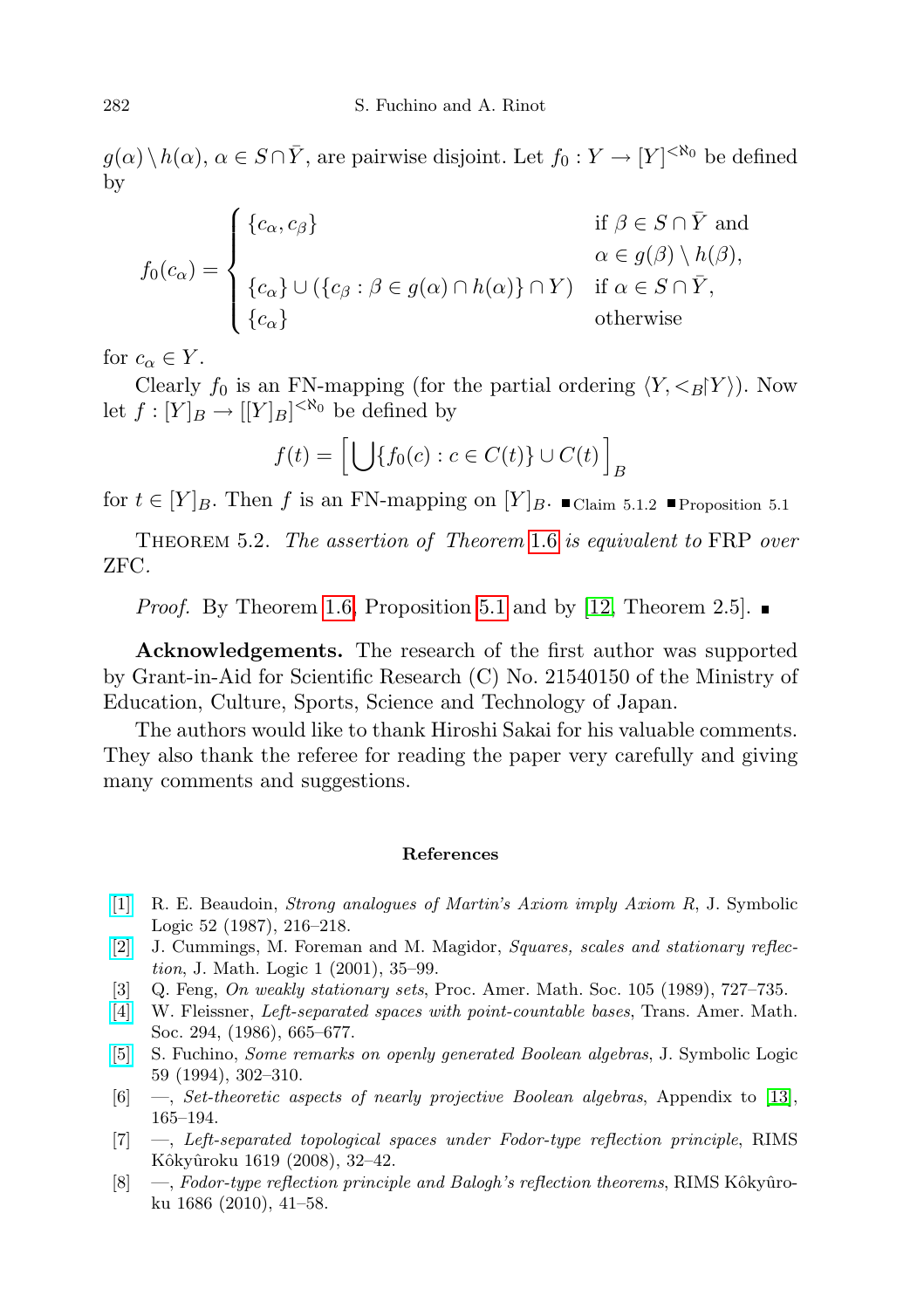$g(\alpha) \setminus h(\alpha)$, $\alpha \in S \cap \bar{Y}$, are pairwise disjoint. Let $f_0 : Y \to [Y]^{<\aleph_0}$ be defined by

$$f_0(c_\alpha) = \begin{cases} \{c_\alpha, c_\beta\} & \text{if } \beta \in S \cap \bar{Y} \text{ and} \\ & \alpha \in g(\beta) \setminus h(\beta), \\ \{c_\alpha\} \cup (\{c_\beta : \beta \in g(\alpha) \cap h(\alpha)\} \cap Y) & \text{if } \alpha \in S \cap \bar{Y}, \\ \{c_\alpha\} & \text{otherwise} \end{cases}$$

for $c_\alpha \in Y$.

Clearly $f_0$ is an FN-mapping (for the partial ordering $\langle Y, <_B \restriction Y \rangle$). Now let $f : [Y]_B \to [[Y]_B]^{<\aleph_0}$ be defined by

$$f(t) = \Big[ \bigcup \{f_0(c) : c \in C(t)\} \cup C(t) \Big]_B$$

for $t \in [Y]_B$. Then $f$ is an FN-mapping on $[Y]_B$. ■ Claim 5.1.2 ■ Proposition 5.1

THEOREM 5.2. *The assertion of Theorem 1.6 is equivalent to* FRP *over* ZFC.

*Proof.* By Theorem 1.6, Proposition 5.1 and by [12, Theorem 2.5]. ■

**Acknowledgements.** The research of the first author was supported by Grant-in-Aid for Scientific Research (C) No. 21540150 of the Ministry of Education, Culture, Sports, Science and Technology of Japan.

The authors would like to thank Hiroshi Sakai for his valuable comments. They also thank the referee for reading the paper very carefully and giving many comments and suggestions.

## References

[1] R. E. Beaudoin, *Strong analogues of Martin's Axiom imply Axiom R*, J. Symbolic Logic 52 (1987), 216–218.

[2] J. Cummings, M. Foreman and M. Magidor, *Squares, scales and stationary reflection*, J. Math. Logic 1 (2001), 35–99.

[3] Q. Feng, *On weakly stationary sets*, Proc. Amer. Math. Soc. 105 (1989), 727–735.

[4] W. Fleissner, *Left-separated spaces with point-countable bases*, Trans. Amer. Math. Soc. 294, (1986), 665–677.

[5] S. Fuchino, *Some remarks on openly generated Boolean algebras*, J. Symbolic Logic 59 (1994), 302–310.

[6] —, *Set-theoretic aspects of nearly projective Boolean algebras*, Appendix to [13], 165–194.

[7] —, *Left-separated topological spaces under Fodor-type reflection principle*, RIMS Kôkyûroku 1619 (2008), 32–42.

[8] —, *Fodor-type reflection principle and Balogh's reflection theorems*, RIMS Kôkyûroku 1686 (2010), 41–58.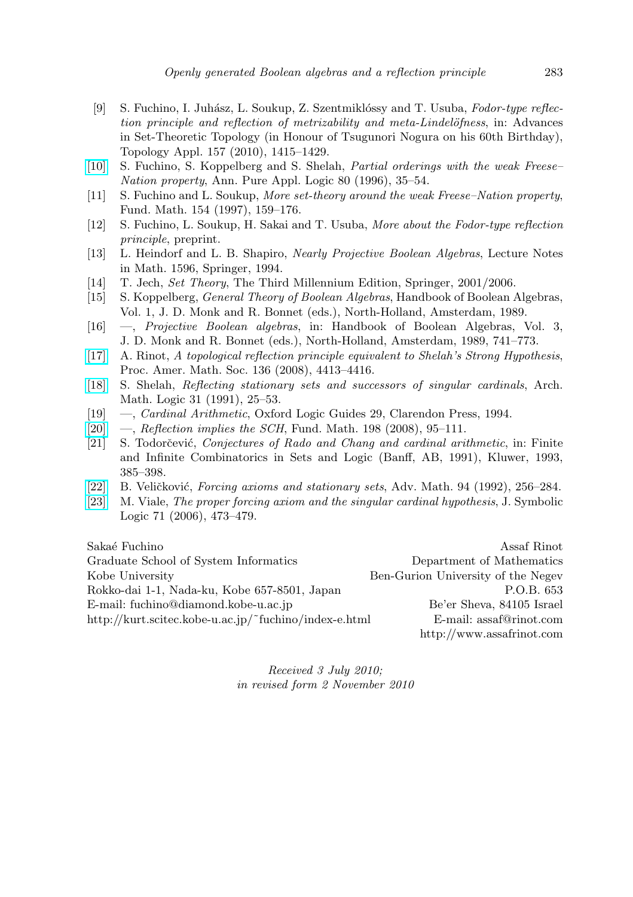[9] S. Fuchino, I. Juhász, L. Soukup, Z. Szentmiklóssy and T. Usuba, *Fodor-type reflection principle and reflection of metrizability and meta-Lindelöfness*, in: Advances in Set-Theoretic Topology (in Honour of Tsugunori Nogura on his 60th Birthday), Topology Appl. 157 (2010), 1415–1429.

[10] S. Fuchino, S. Koppelberg and S. Shelah, *Partial orderings with the weak Freese–Nation property*, Ann. Pure Appl. Logic 80 (1996), 35–54.

[11] S. Fuchino and L. Soukup, *More set-theory around the weak Freese–Nation property*, Fund. Math. 154 (1997), 159–176.

[12] S. Fuchino, L. Soukup, H. Sakai and T. Usuba, *More about the Fodor-type reflection principle*, preprint.

[13] L. Heindorf and L. B. Shapiro, *Nearly Projective Boolean Algebras*, Lecture Notes in Math. 1596, Springer, 1994.

[14] T. Jech, *Set Theory*, The Third Millennium Edition, Springer, 2001/2006.

[15] S. Koppelberg, *General Theory of Boolean Algebras*, Handbook of Boolean Algebras, Vol. 1, J. D. Monk and R. Bonnet (eds.), North-Holland, Amsterdam, 1989.

[16] —, *Projective Boolean algebras*, in: Handbook of Boolean Algebras, Vol. 3, J. D. Monk and R. Bonnet (eds.), North-Holland, Amsterdam, 1989, 741–773.

[17] A. Rinot, *A topological reflection principle equivalent to Shelah's Strong Hypothesis*, Proc. Amer. Math. Soc. 136 (2008), 4413–4416.

[18] S. Shelah, *Reflecting stationary sets and successors of singular cardinals*, Arch. Math. Logic 31 (1991), 25–53.

[19] —, *Cardinal Arithmetic*, Oxford Logic Guides 29, Clarendon Press, 1994.

[20] —, *Reflection implies the SCH*, Fund. Math. 198 (2008), 95–111.

[21] S. Todorčević, *Conjectures of Rado and Chang and cardinal arithmetic*, in: Finite and Infinite Combinatorics in Sets and Logic (Banff, AB, 1991), Kluwer, 1993, 385–398.

[22] B. Veličković, *Forcing axioms and stationary sets*, Adv. Math. 94 (1992), 256–284.

[23] M. Viale, *The proper forcing axiom and the singular cardinal hypothesis*, J. Symbolic Logic 71 (2006), 473–479.

Sakaé Fuchino
Graduate School of System Informatics
Kobe University
Rokko-dai 1-1, Nada-ku, Kobe 657-8501, Japan
E-mail: fuchino@diamond.kobe-u.ac.jp
http://kurt.scitec.kobe-u.ac.jp/~fuchino/index-e.html

Assaf Rinot
Department of Mathematics
Ben-Gurion University of the Negev
P.O.B. 653
Be'er Sheva, 84105 Israel
E-mail: assaf@rinot.com
http://www.assafrinot.com

*Received 3 July 2010;*
*in revised form 2 November 2010*